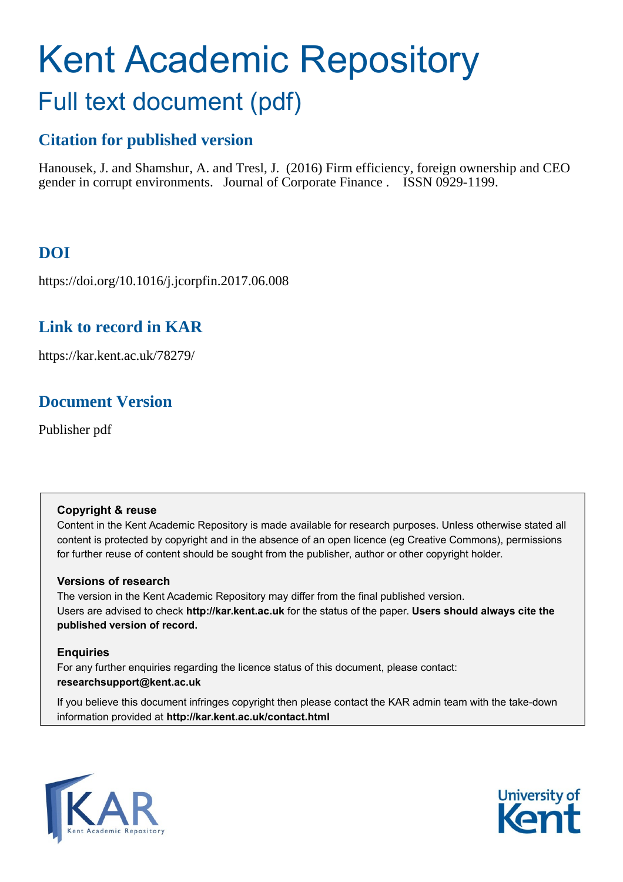# Kent Academic Repository

## Full text document (pdf)

### Citation for published version

Hanousek, J. and Shamshur, A. and Tresl, J. (2016) Firm efficiency, foreign ownership and CEO gender in corrupt environments. Journal of Corporate Finance . ISSN 0929-1199.

### DOI

https://doi.org/10.1016/j.jcorpfin.2017.06.008

### Link to record in KAR

https://kar.kent.ac.uk/78279/

### Document Version

Publisher pdf

**Copyright & reuse**

Content in the Kent Academic Repository is made available for research purposes. Unless otherwise stated all content is protected by copyright and in the absence of an open licence (eg Creative Commons), permissions for further reuse of content should be sought from the publisher, author or other copyright holder.

**Versions of research**

The version in the Kent Academic Repository may differ from the final published version. Users are advised to check **http://kar.kent.ac.uk** for the status of the paper. **Users should always cite the published version of record.**

**Enquiries**

For any further enquiries regarding the licence status of this document, please contact: **researchsupport@kent.ac.uk**

If you believe this document infringes copyright then please contact the KAR admin team with the take-down information provided at **http://kar.kent.ac.uk/contact.html**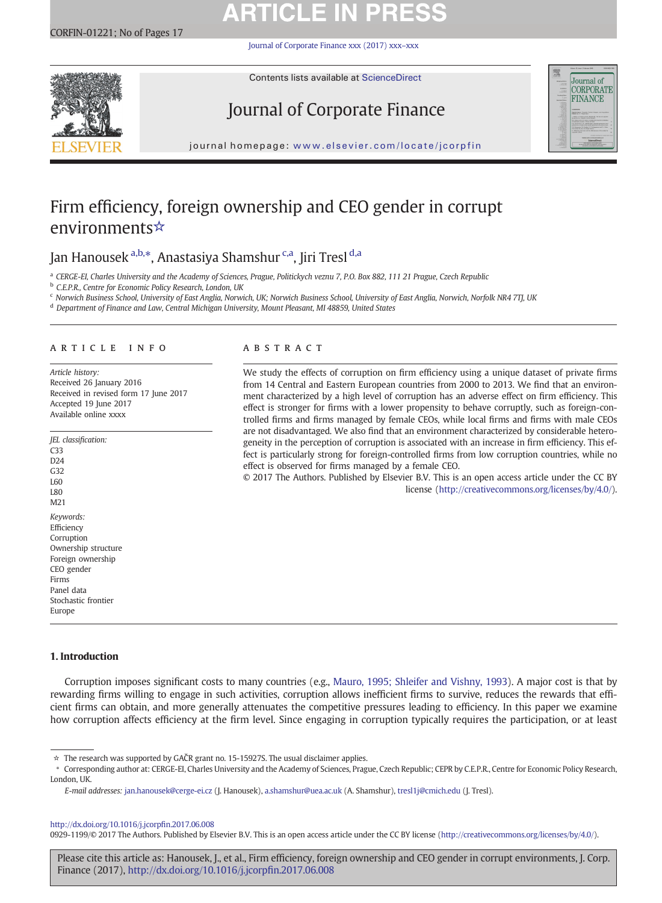# Firm efficiency, foreign ownership and CEO gender in corrupt environments☆

Jan Hanousek [a,b,*], Anastasiya Shamshur [c,a], Jiri Tresl [d,a]

[a] CERGE-EI, Charles University and the Academy of Sciences, Prague, Politickych veznu 7, P.O. Box 882, 111 21 Prague, Czech Republic
[b] C.E.P.R., Centre for Economic Policy Research, London, UK
[c] Norwich Business School, University of East Anglia, Norwich, UK; Norwich Business School, University of East Anglia, Norwich, Norfolk NR4 7TJ, UK
[d] Department of Finance and Law, Central Michigan University, Mount Pleasant, MI 48859, United States

## ARTICLE INFO

*Article history:*
Received 26 January 2016
Received in revised form 17 June 2017
Accepted 19 June 2017
Available online xxxx

*JEL classification:*
C33
D24
G32
L60
L80
M21

*Keywords:*
Efficiency
Corruption
Ownership structure
Foreign ownership
CEO gender
Firms
Panel data
Stochastic frontier
Europe

## ABSTRACT

We study the effects of corruption on firm efficiency using a unique dataset of private firms from 14 Central and Eastern European countries from 2000 to 2013. We find that an environment characterized by a high level of corruption has an adverse effect on firm efficiency. This effect is stronger for firms with a lower propensity to behave corruptly, such as foreign-controlled firms and firms managed by female CEOs, while local firms and firms with male CEOs are not disadvantaged. We also find that an environment characterized by considerable heterogeneity in the perception of corruption is associated with an increase in firm efficiency. This effect is particularly strong for foreign-controlled firms from low corruption countries, while no effect is observed for firms managed by a female CEO.

© 2017 The Authors. Published by Elsevier B.V. This is an open access article under the CC BY license (http://creativecommons.org/licenses/by/4.0/).

## 1. Introduction

Corruption imposes significant costs to many countries (e.g., Mauro, 1995; Shleifer and Vishny, 1993). A major cost is that by rewarding firms willing to engage in such activities, corruption allows inefficient firms to survive, reduces the rewards that efficient firms can obtain, and more generally attenuates the competitive pressures leading to efficiency. In this paper we examine how corruption affects efficiency at the firm level. Since engaging in corruption typically requires the participation, or at least

☆ The research was supported by GAČR grant no. 15-15927S. The usual disclaimer applies.

* Corresponding author at: CERGE-EI, Charles University and the Academy of Sciences, Prague, Czech Republic; CEPR by C.E.P.R., Centre for Economic Policy Research, London, UK.

*E-mail addresses:* jan.hanousek@cerge-ei.cz (J. Hanousek), a.shamshur@uea.ac.uk (A. Shamshur), tresl1j@cmich.edu (J. Tresl).

http://dx.doi.org/10.1016/j.jcorpfin.2017.06.008
0929-1199/© 2017 The Authors. Published by Elsevier B.V. This is an open access article under the CC BY license (http://creativecommons.org/licenses/by/4.0/).

Please cite this article as: Hanousek, J., et al., Firm efficiency, foreign ownership and CEO gender in corrupt environments, J. Corp. Finance (2017), http://dx.doi.org/10.1016/j.jcorpfin.2017.06.008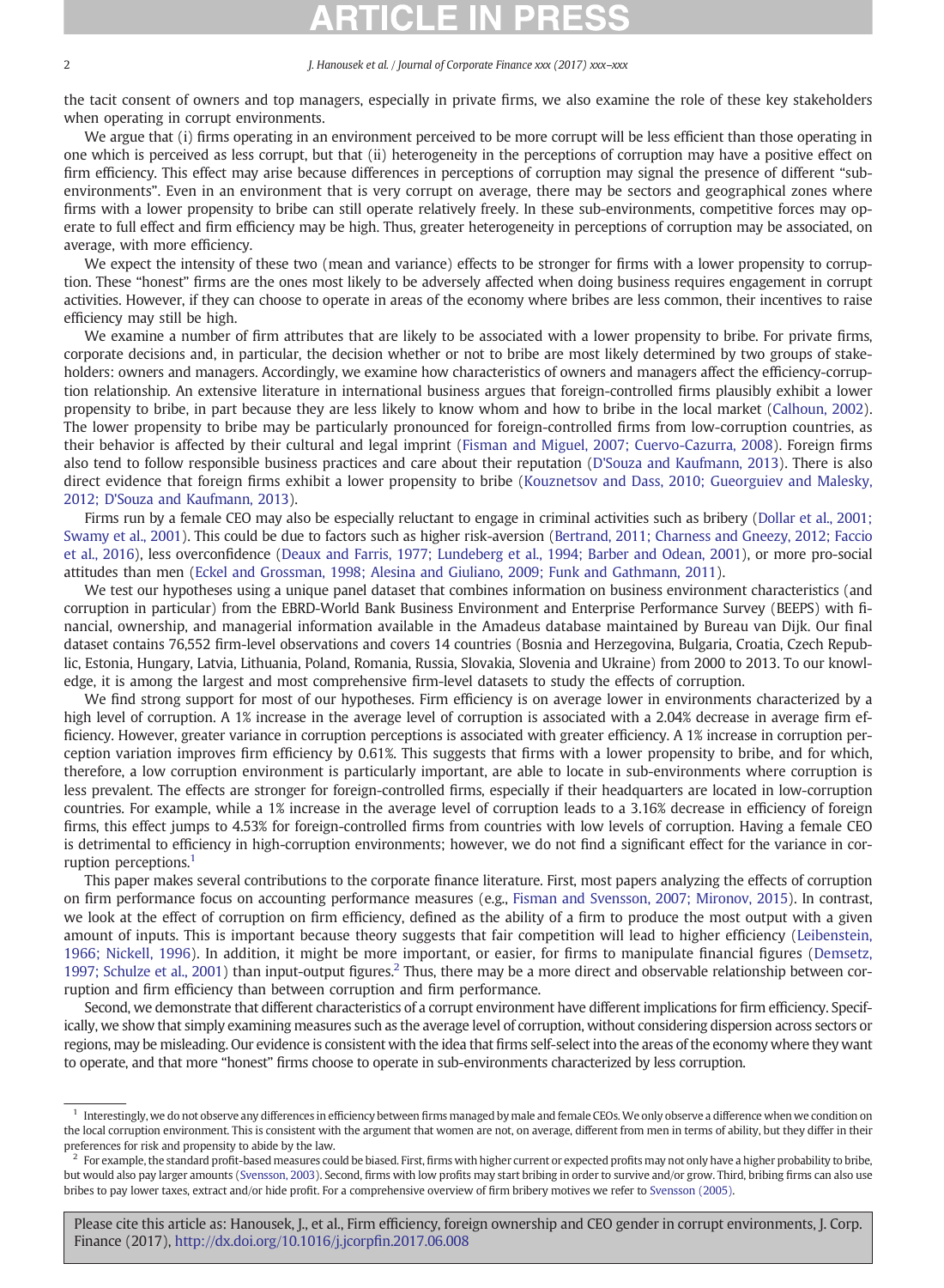the tacit consent of owners and top managers, especially in private firms, we also examine the role of these key stakeholders when operating in corrupt environments.

We argue that (i) firms operating in an environment perceived to be more corrupt will be less efficient than those operating in one which is perceived as less corrupt, but that (ii) heterogeneity in the perceptions of corruption may have a positive effect on firm efficiency. This effect may arise because differences in perceptions of corruption may signal the presence of different "sub-environments". Even in an environment that is very corrupt on average, there may be sectors and geographical zones where firms with a lower propensity to bribe can still operate relatively freely. In these sub-environments, competitive forces may operate to full effect and firm efficiency may be high. Thus, greater heterogeneity in perceptions of corruption may be associated, on average, with more efficiency.

We expect the intensity of these two (mean and variance) effects to be stronger for firms with a lower propensity to corruption. These "honest" firms are the ones most likely to be adversely affected when doing business requires engagement in corrupt activities. However, if they can choose to operate in areas of the economy where bribes are less common, their incentives to raise efficiency may still be high.

We examine a number of firm attributes that are likely to be associated with a lower propensity to bribe. For private firms, corporate decisions and, in particular, the decision whether or not to bribe are most likely determined by two groups of stakeholders: owners and managers. Accordingly, we examine how characteristics of owners and managers affect the efficiency-corruption relationship. An extensive literature in international business argues that foreign-controlled firms plausibly exhibit a lower propensity to bribe, in part because they are less likely to know whom and how to bribe in the local market (Calhoun, 2002). The lower propensity to bribe may be particularly pronounced for foreign-controlled firms from low-corruption countries, as their behavior is affected by their cultural and legal imprint (Fisman and Miguel, 2007; Cuervo-Cazurra, 2008). Foreign firms also tend to follow responsible business practices and care about their reputation (D'Souza and Kaufmann, 2013). There is also direct evidence that foreign firms exhibit a lower propensity to bribe (Kouznetsov and Dass, 2010; Gueorguiev and Malesky, 2012; D'Souza and Kaufmann, 2013).

Firms run by a female CEO may also be especially reluctant to engage in criminal activities such as bribery (Dollar et al., 2001; Swamy et al., 2001). This could be due to factors such as higher risk-aversion (Bertrand, 2011; Charness and Gneezy, 2012; Faccio et al., 2016), less overconfidence (Deaux and Farris, 1977; Lundeberg et al., 1994; Barber and Odean, 2001), or more pro-social attitudes than men (Eckel and Grossman, 1998; Alesina and Giuliano, 2009; Funk and Gathmann, 2011).

We test our hypotheses using a unique panel dataset that combines information on business environment characteristics (and corruption in particular) from the EBRD-World Bank Business Environment and Enterprise Performance Survey (BEEPS) with financial, ownership, and managerial information available in the Amadeus database maintained by Bureau van Dijk. Our final dataset contains 76,552 firm-level observations and covers 14 countries (Bosnia and Herzegovina, Bulgaria, Croatia, Czech Republic, Estonia, Hungary, Latvia, Lithuania, Poland, Romania, Russia, Slovakia, Slovenia and Ukraine) from 2000 to 2013. To our knowledge, it is among the largest and most comprehensive firm-level datasets to study the effects of corruption.

We find strong support for most of our hypotheses. Firm efficiency is on average lower in environments characterized by a high level of corruption. A 1% increase in the average level of corruption is associated with a 2.04% decrease in average firm efficiency. However, greater variance in corruption perceptions is associated with greater efficiency. A 1% increase in corruption perception variation improves firm efficiency by 0.61%. This suggests that firms with a lower propensity to bribe, and for which, therefore, a low corruption environment is particularly important, are able to locate in sub-environments where corruption is less prevalent. The effects are stronger for foreign-controlled firms, especially if their headquarters are located in low-corruption countries. For example, while a 1% increase in the average level of corruption leads to a 3.16% decrease in efficiency of foreign firms, this effect jumps to 4.53% for foreign-controlled firms from countries with low levels of corruption. Having a female CEO is detrimental to efficiency in high-corruption environments; however, we do not find a significant effect for the variance in corruption perceptions.[1]

This paper makes several contributions to the corporate finance literature. First, most papers analyzing the effects of corruption on firm performance focus on accounting performance measures (e.g., Fisman and Svensson, 2007; Mironov, 2015). In contrast, we look at the effect of corruption on firm efficiency, defined as the ability of a firm to produce the most output with a given amount of inputs. This is important because theory suggests that fair competition will lead to higher efficiency (Leibenstein, 1966; Nickell, 1996). In addition, it might be more important, or easier, for firms to manipulate financial figures (Demsetz, 1997; Schulze et al., 2001) than input-output figures.[2] Thus, there may be a more direct and observable relationship between corruption and firm efficiency than between corruption and firm performance.

Second, we demonstrate that different characteristics of a corrupt environment have different implications for firm efficiency. Specifically, we show that simply examining measures such as the average level of corruption, without considering dispersion across sectors or regions, may be misleading. Our evidence is consistent with the idea that firms self-select into the areas of the economy where they want to operate, and that more "honest" firms choose to operate in sub-environments characterized by less corruption.

---

[1] Interestingly, we do not observe any differences in efficiency between firms managed by male and female CEOs. We only observe a difference when we condition on the local corruption environment. This is consistent with the argument that women are not, on average, different from men in terms of ability, but they differ in their preferences for risk and propensity to abide by the law.

[2] For example, the standard profit-based measures could be biased. First, firms with higher current or expected profits may not only have a higher probability to bribe, but would also pay larger amounts (Svensson, 2003). Second, firms with low profits may start bribing in order to survive and/or grow. Third, bribing firms can also use bribes to pay lower taxes, extract and/or hide profit. For a comprehensive overview of firm bribery motives we refer to Svensson (2005).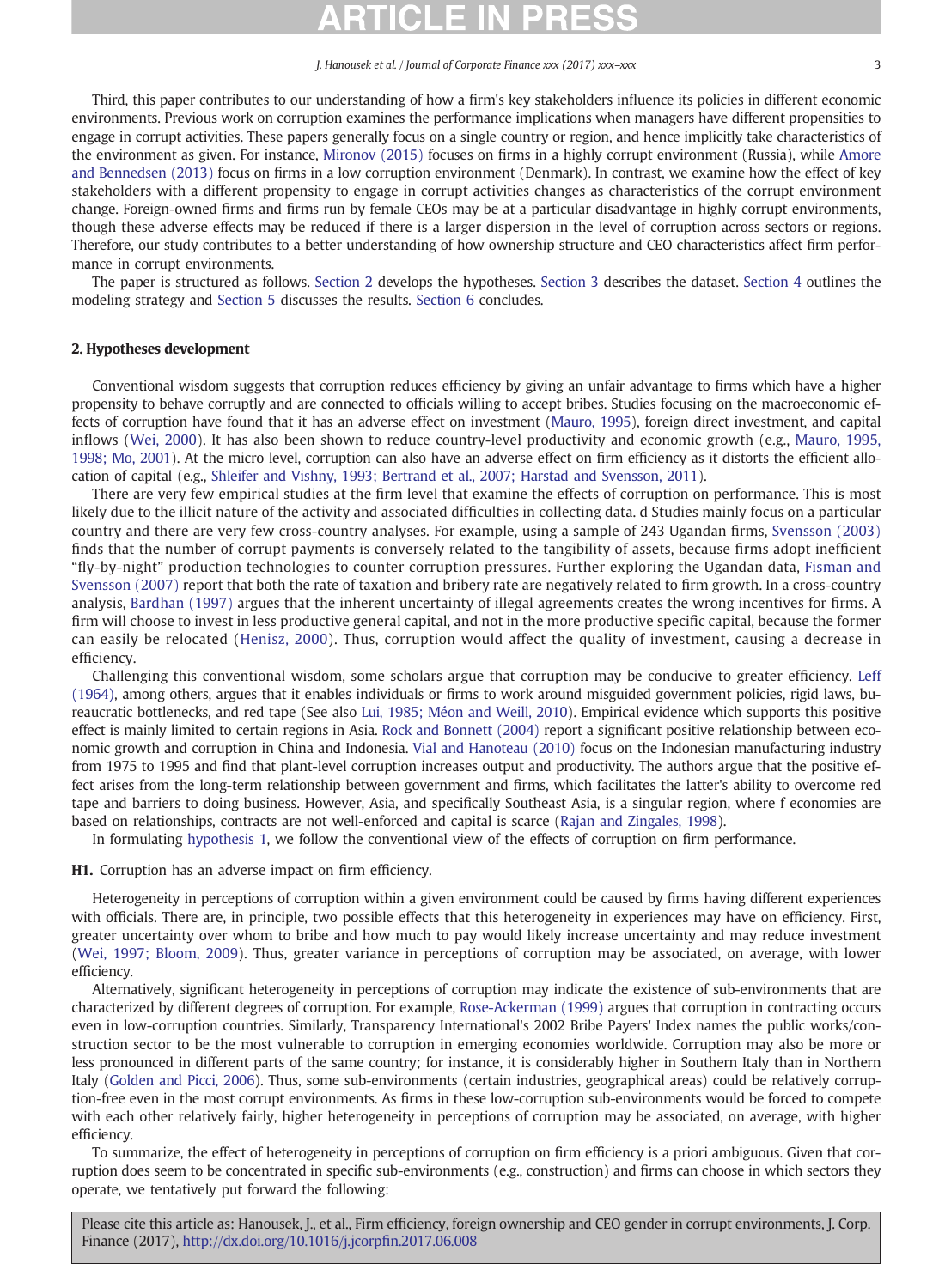Third, this paper contributes to our understanding of how a firm's key stakeholders influence its policies in different economic environments. Previous work on corruption examines the performance implications when managers have different propensities to engage in corrupt activities. These papers generally focus on a single country or region, and hence implicitly take characteristics of the environment as given. For instance, Mironov (2015) focuses on firms in a highly corrupt environment (Russia), while Amore and Bennedsen (2013) focus on firms in a low corruption environment (Denmark). In contrast, we examine how the effect of key stakeholders with a different propensity to engage in corrupt activities changes as characteristics of the corrupt environment change. Foreign-owned firms and firms run by female CEOs may be at a particular disadvantage in highly corrupt environments, though these adverse effects may be reduced if there is a larger dispersion in the level of corruption across sectors or regions. Therefore, our study contributes to a better understanding of how ownership structure and CEO characteristics affect firm performance in corrupt environments.

The paper is structured as follows. Section 2 develops the hypotheses. Section 3 describes the dataset. Section 4 outlines the modeling strategy and Section 5 discusses the results. Section 6 concludes.

## 2. Hypotheses development

Conventional wisdom suggests that corruption reduces efficiency by giving an unfair advantage to firms which have a higher propensity to behave corruptly and are connected to officials willing to accept bribes. Studies focusing on the macroeconomic effects of corruption have found that it has an adverse effect on investment (Mauro, 1995), foreign direct investment, and capital inflows (Wei, 2000). It has also been shown to reduce country-level productivity and economic growth (e.g., Mauro, 1995, 1998; Mo, 2001). At the micro level, corruption can also have an adverse effect on firm efficiency as it distorts the efficient allocation of capital (e.g., Shleifer and Vishny, 1993; Bertrand et al., 2007; Harstad and Svensson, 2011).

There are very few empirical studies at the firm level that examine the effects of corruption on performance. This is most likely due to the illicit nature of the activity and associated difficulties in collecting data. d Studies mainly focus on a particular country and there are very few cross-country analyses. For example, using a sample of 243 Ugandan firms, Svensson (2003) finds that the number of corrupt payments is conversely related to the tangibility of assets, because firms adopt inefficient "fly-by-night" production technologies to counter corruption pressures. Further exploring the Ugandan data, Fisman and Svensson (2007) report that both the rate of taxation and bribery rate are negatively related to firm growth. In a cross-country analysis, Bardhan (1997) argues that the inherent uncertainty of illegal agreements creates the wrong incentives for firms. A firm will choose to invest in less productive general capital, and not in the more productive specific capital, because the former can easily be relocated (Henisz, 2000). Thus, corruption would affect the quality of investment, causing a decrease in efficiency.

Challenging this conventional wisdom, some scholars argue that corruption may be conducive to greater efficiency. Leff (1964), among others, argues that it enables individuals or firms to work around misguided government policies, rigid laws, bureaucratic bottlenecks, and red tape (See also Lui, 1985; Méon and Weill, 2010). Empirical evidence which supports this positive effect is mainly limited to certain regions in Asia. Rock and Bonnett (2004) report a significant positive relationship between economic growth and corruption in China and Indonesia. Vial and Hanoteau (2010) focus on the Indonesian manufacturing industry from 1975 to 1995 and find that plant-level corruption increases output and productivity. The authors argue that the positive effect arises from the long-term relationship between government and firms, which facilitates the latter's ability to overcome red tape and barriers to doing business. However, Asia, and specifically Southeast Asia, is a singular region, where f economies are based on relationships, contracts are not well-enforced and capital is scarce (Rajan and Zingales, 1998).

In formulating hypothesis 1, we follow the conventional view of the effects of corruption on firm performance.

**H1.** Corruption has an adverse impact on firm efficiency.

Heterogeneity in perceptions of corruption within a given environment could be caused by firms having different experiences with officials. There are, in principle, two possible effects that this heterogeneity in experiences may have on efficiency. First, greater uncertainty over whom to bribe and how much to pay would likely increase uncertainty and may reduce investment (Wei, 1997; Bloom, 2009). Thus, greater variance in perceptions of corruption may be associated, on average, with lower efficiency.

Alternatively, significant heterogeneity in perceptions of corruption may indicate the existence of sub-environments that are characterized by different degrees of corruption. For example, Rose-Ackerman (1999) argues that corruption in contracting occurs even in low-corruption countries. Similarly, Transparency International's 2002 Bribe Payers' Index names the public works/construction sector to be the most vulnerable to corruption in emerging economies worldwide. Corruption may also be more or less pronounced in different parts of the same country; for instance, it is considerably higher in Southern Italy than in Northern Italy (Golden and Picci, 2006). Thus, some sub-environments (certain industries, geographical areas) could be relatively corruption-free even in the most corrupt environments. As firms in these low-corruption sub-environments would be forced to compete with each other relatively fairly, higher heterogeneity in perceptions of corruption may be associated, on average, with higher efficiency.

To summarize, the effect of heterogeneity in perceptions of corruption on firm efficiency is a priori ambiguous. Given that corruption does seem to be concentrated in specific sub-environments (e.g., construction) and firms can choose in which sectors they operate, we tentatively put forward the following: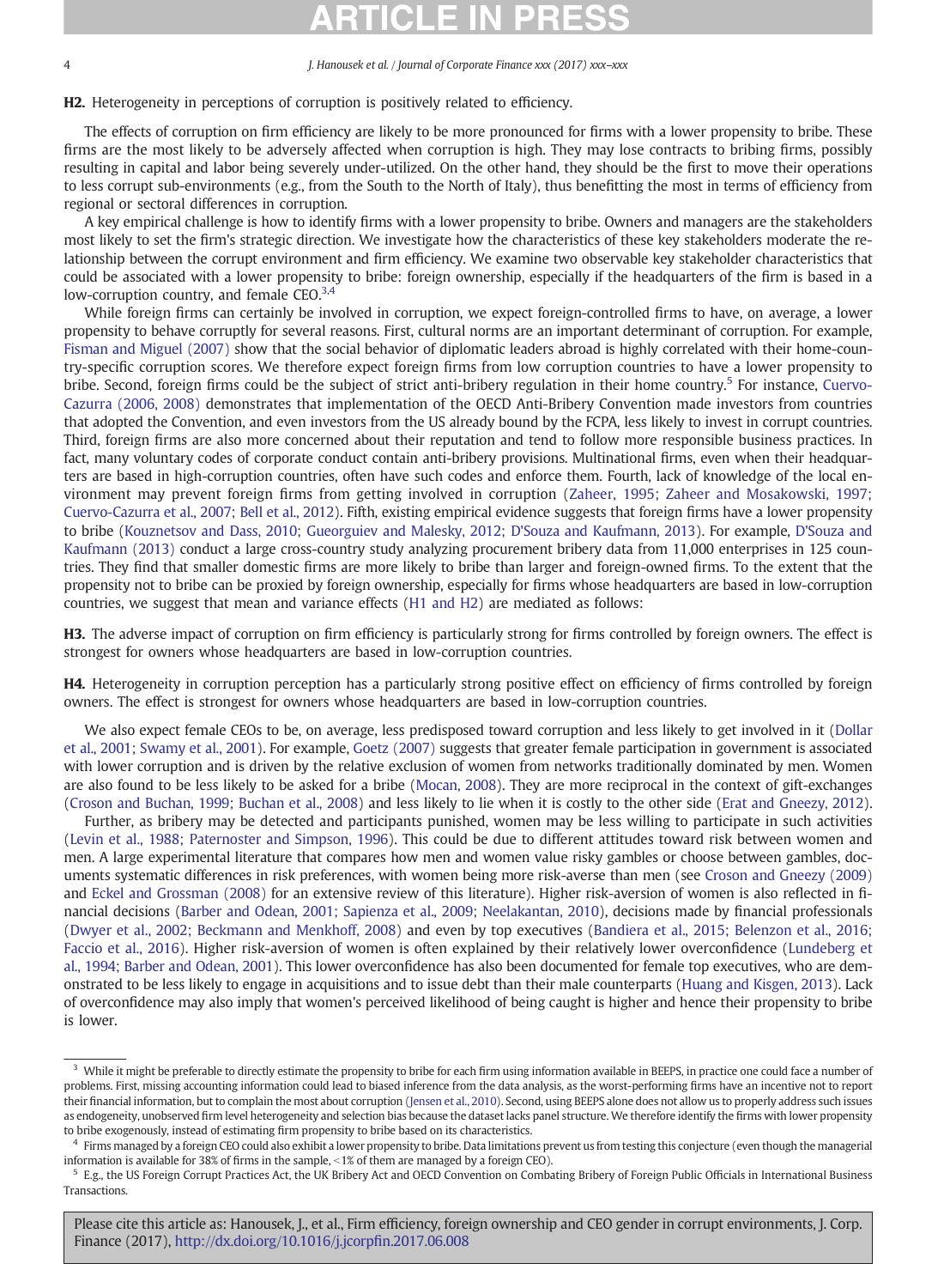**H2.** Heterogeneity in perceptions of corruption is positively related to efficiency.

The effects of corruption on firm efficiency are likely to be more pronounced for firms with a lower propensity to bribe. These firms are the most likely to be adversely affected when corruption is high. They may lose contracts to bribing firms, possibly resulting in capital and labor being severely under-utilized. On the other hand, they should be the first to move their operations to less corrupt sub-environments (e.g., from the South to the North of Italy), thus benefitting the most in terms of efficiency from regional or sectoral differences in corruption.

A key empirical challenge is how to identify firms with a lower propensity to bribe. Owners and managers are the stakeholders most likely to set the firm's strategic direction. We investigate how the characteristics of these key stakeholders moderate the relationship between the corrupt environment and firm efficiency. We examine two observable key stakeholder characteristics that could be associated with a lower propensity to bribe: foreign ownership, especially if the headquarters of the firm is based in a low-corruption country, and female CEO.[3,4]

While foreign firms can certainly be involved in corruption, we expect foreign-controlled firms to have, on average, a lower propensity to behave corruptly for several reasons. First, cultural norms are an important determinant of corruption. For example, Fisman and Miguel (2007) show that the social behavior of diplomatic leaders abroad is highly correlated with their home-country-specific corruption scores. We therefore expect foreign firms from low corruption countries to have a lower propensity to bribe. Second, foreign firms could be the subject of strict anti-bribery regulation in their home country.[5] For instance, Cuervo-Cazurra (2006, 2008) demonstrates that implementation of the OECD Anti-Bribery Convention made investors from countries that adopted the Convention, and even investors from the US already bound by the FCPA, less likely to invest in corrupt countries. Third, foreign firms are also more concerned about their reputation and tend to follow more responsible business practices. In fact, many voluntary codes of corporate conduct contain anti-bribery provisions. Multinational firms, even when their headquarters are based in high-corruption countries, often have such codes and enforce them. Fourth, lack of knowledge of the local environment may prevent foreign firms from getting involved in corruption (Zaheer, 1995; Zaheer and Mosakowski, 1997; Cuervo-Cazurra et al., 2007; Bell et al., 2012). Fifth, existing empirical evidence suggests that foreign firms have a lower propensity to bribe (Kouznetsov and Dass, 2010; Gueorguiev and Malesky, 2012; D'Souza and Kaufmann, 2013). For example, D'Souza and Kaufmann (2013) conduct a large cross-country study analyzing procurement bribery data from 11,000 enterprises in 125 countries. They find that smaller domestic firms are more likely to bribe than larger and foreign-owned firms. To the extent that the propensity not to bribe can be proxied by foreign ownership, especially for firms whose headquarters are based in low-corruption countries, we suggest that mean and variance effects (H1 and H2) are mediated as follows:

**H3.** The adverse impact of corruption on firm efficiency is particularly strong for firms controlled by foreign owners. The effect is strongest for owners whose headquarters are based in low-corruption countries.

**H4.** Heterogeneity in corruption perception has a particularly strong positive effect on efficiency of firms controlled by foreign owners. The effect is strongest for owners whose headquarters are based in low-corruption countries.

We also expect female CEOs to be, on average, less predisposed toward corruption and less likely to get involved in it (Dollar et al., 2001; Swamy et al., 2001). For example, Goetz (2007) suggests that greater female participation in government is associated with lower corruption and is driven by the relative exclusion of women from networks traditionally dominated by men. Women are also found to be less likely to be asked for a bribe (Mocan, 2008). They are more reciprocal in the context of gift-exchanges (Croson and Buchan, 1999; Buchan et al., 2008) and less likely to lie when it is costly to the other side (Erat and Gneezy, 2012). Further, as bribery may be detected and participants punished, women may be less willing to participate in such activities (Levin et al., 1988; Paternoster and Simpson, 1996). This could be due to different attitudes toward risk between women and men. A large experimental literature that compares how men and women value risky gambles or choose between gambles, documents systematic differences in risk preferences, with women being more risk-averse than men (see Croson and Gneezy (2009) and Eckel and Grossman (2008) for an extensive review of this literature). Higher risk-aversion of women is also reflected in financial decisions (Barber and Odean, 2001; Sapienza et al., 2009; Neelakantan, 2010), decisions made by financial professionals (Dwyer et al., 2002; Beckmann and Menkhoff, 2008) and even by top executives (Bandiera et al., 2015; Belenzon et al., 2016; Faccio et al., 2016). Higher risk-aversion of women is often explained by their relatively lower overconfidence (Lundeberg et al., 1994; Barber and Odean, 2001). This lower overconfidence has also been documented for female top executives, who are demonstrated to be less likely to engage in acquisitions and to issue debt than their male counterparts (Huang and Kisgen, 2013). Lack of overconfidence may also imply that women's perceived likelihood of being caught is higher and hence their propensity to bribe is lower.

---

[3] While it might be preferable to directly estimate the propensity to bribe for each firm using information available in BEEPS, in practice one could face a number of problems. First, missing accounting information could lead to biased inference from the data analysis, as the worst-performing firms have an incentive not to report their financial information, but to complain the most about corruption (Jensen et al., 2010). Second, using BEEPS alone does not allow us to properly address such issues as endogeneity, unobserved firm level heterogeneity and selection bias because the dataset lacks panel structure. We therefore identify the firms with lower propensity to bribe exogenously, instead of estimating firm propensity to bribe based on its characteristics.

[4] Firms managed by a foreign CEO could also exhibit a lower propensity to bribe. Data limitations prevent us from testing this conjecture (even though the managerial information is available for 38% of firms in the sample, <1% of them are managed by a foreign CEO).

[5] E.g., the US Foreign Corrupt Practices Act, the UK Bribery Act and OECD Convention on Combating Bribery of Foreign Public Officials in International Business Transactions.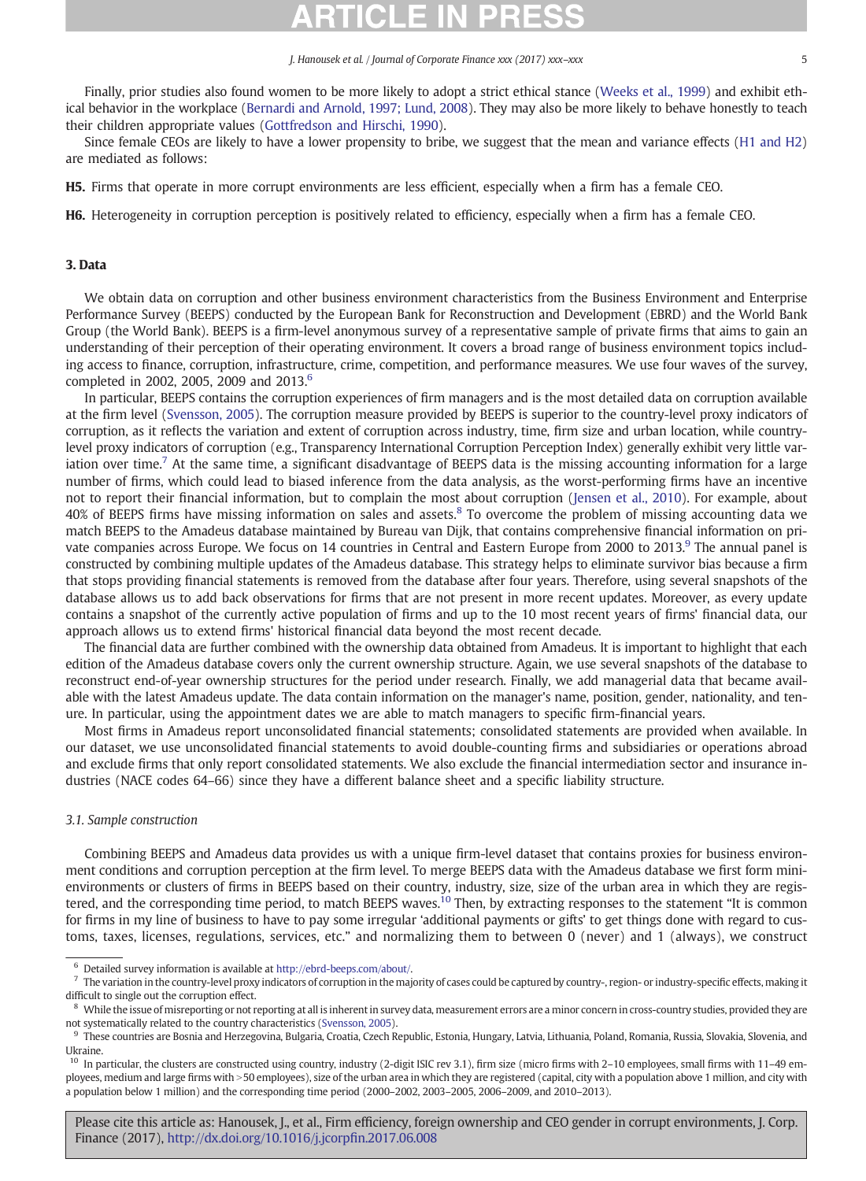Finally, prior studies also found women to be more likely to adopt a strict ethical stance (Weeks et al., 1999) and exhibit ethical behavior in the workplace (Bernardi and Arnold, 1997; Lund, 2008). They may also be more likely to behave honestly to teach their children appropriate values (Gottfredson and Hirschi, 1990).

Since female CEOs are likely to have a lower propensity to bribe, we suggest that the mean and variance effects (H1 and H2) are mediated as follows:

**H5.** Firms that operate in more corrupt environments are less efficient, especially when a firm has a female CEO.

**H6.** Heterogeneity in corruption perception is positively related to efficiency, especially when a firm has a female CEO.

## 3. Data

We obtain data on corruption and other business environment characteristics from the Business Environment and Enterprise Performance Survey (BEEPS) conducted by the European Bank for Reconstruction and Development (EBRD) and the World Bank Group (the World Bank). BEEPS is a firm-level anonymous survey of a representative sample of private firms that aims to gain an understanding of their perception of their operating environment. It covers a broad range of business environment topics including access to finance, corruption, infrastructure, crime, competition, and performance measures. We use four waves of the survey, completed in 2002, 2005, 2009 and 2013.[6]

In particular, BEEPS contains the corruption experiences of firm managers and is the most detailed data on corruption available at the firm level (Svensson, 2005). The corruption measure provided by BEEPS is superior to the country-level proxy indicators of corruption, as it reflects the variation and extent of corruption across industry, time, firm size and urban location, while country-level proxy indicators of corruption (e.g., Transparency International Corruption Perception Index) generally exhibit very little variation over time.[7] At the same time, a significant disadvantage of BEEPS data is the missing accounting information for a large number of firms, which could lead to biased inference from the data analysis, as the worst-performing firms have an incentive not to report their financial information, but to complain the most about corruption (Jensen et al., 2010). For example, about 40% of BEEPS firms have missing information on sales and assets.[8] To overcome the problem of missing accounting data we match BEEPS to the Amadeus database maintained by Bureau van Dijk, that contains comprehensive financial information on private companies across Europe. We focus on 14 countries in Central and Eastern Europe from 2000 to 2013.[9] The annual panel is constructed by combining multiple updates of the Amadeus database. This strategy helps to eliminate survivor bias because a firm that stops providing financial statements is removed from the database after four years. Therefore, using several snapshots of the database allows us to add back observations for firms that are not present in more recent updates. Moreover, as every update contains a snapshot of the currently active population of firms and up to the 10 most recent years of firms' financial data, our approach allows us to extend firms' historical financial data beyond the most recent decade.

The financial data are further combined with the ownership data obtained from Amadeus. It is important to highlight that each edition of the Amadeus database covers only the current ownership structure. Again, we use several snapshots of the database to reconstruct end-of-year ownership structures for the period under research. Finally, we add managerial data that became available with the latest Amadeus update. The data contain information on the manager's name, position, gender, nationality, and tenure. In particular, using the appointment dates we are able to match managers to specific firm-financial years.

Most firms in Amadeus report unconsolidated financial statements; consolidated statements are provided when available. In our dataset, we use unconsolidated financial statements to avoid double-counting firms and subsidiaries or operations abroad and exclude firms that only report consolidated statements. We also exclude the financial intermediation sector and insurance industries (NACE codes 64–66) since they have a different balance sheet and a specific liability structure.

### 3.1. Sample construction

Combining BEEPS and Amadeus data provides us with a unique firm-level dataset that contains proxies for business environment conditions and corruption perception at the firm level. To merge BEEPS data with the Amadeus database we first form mini-environments or clusters of firms in BEEPS based on their country, industry, size, size of the urban area in which they are registered, and the corresponding time period, to match BEEPS waves.[10] Then, by extracting responses to the statement "It is common for firms in my line of business to have to pay some irregular 'additional payments or gifts' to get things done with regard to customs, taxes, licenses, regulations, services, etc." and normalizing them to between 0 (never) and 1 (always), we construct

---

[6] Detailed survey information is available at http://ebrd-beeps.com/about/.

[7] The variation in the country-level proxy indicators of corruption in the majority of cases could be captured by country-, region- or industry-specific effects, making it difficult to single out the corruption effect.

[8] While the issue of misreporting or not reporting at all is inherent in survey data, measurement errors are a minor concern in cross-country studies, provided they are not systematically related to the country characteristics (Svensson, 2005).

[9] These countries are Bosnia and Herzegovina, Bulgaria, Croatia, Czech Republic, Estonia, Hungary, Latvia, Lithuania, Poland, Romania, Russia, Slovakia, Slovenia, and Ukraine.

[10] In particular, the clusters are constructed using country, industry (2-digit ISIC rev 3.1), firm size (micro firms with 2–10 employees, small firms with 11–49 employees, medium and large firms with >50 employees), size of the urban area in which they are registered (capital, city with a population above 1 million, and city with a population below 1 million) and the corresponding time period (2000–2002, 2003–2005, 2006–2009, and 2010–2013).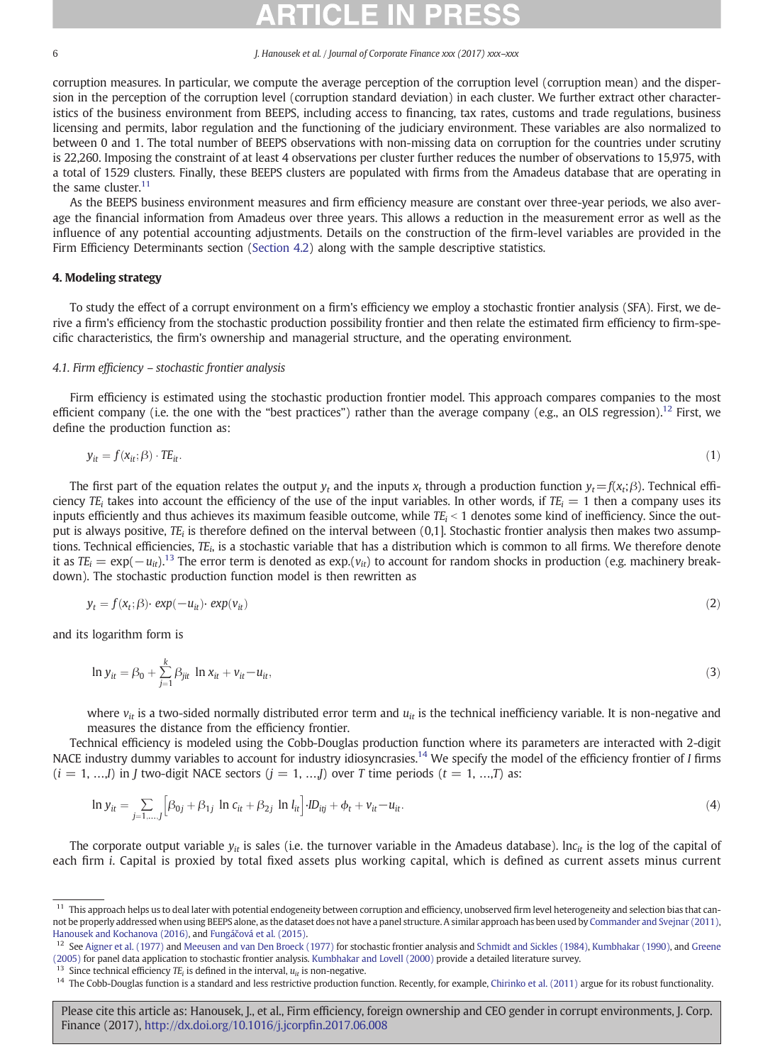corruption measures. In particular, we compute the average perception of the corruption level (corruption mean) and the dispersion in the perception of the corruption level (corruption standard deviation) in each cluster. We further extract other characteristics of the business environment from BEEPS, including access to financing, tax rates, customs and trade regulations, business licensing and permits, labor regulation and the functioning of the judiciary environment. These variables are also normalized to between 0 and 1. The total number of BEEPS observations with non-missing data on corruption for the countries under scrutiny is 22,260. Imposing the constraint of at least 4 observations per cluster further reduces the number of observations to 15,975, with a total of 1529 clusters. Finally, these BEEPS clusters are populated with firms from the Amadeus database that are operating in the same cluster.[11]

As the BEEPS business environment measures and firm efficiency measure are constant over three-year periods, we also average the financial information from Amadeus over three years. This allows a reduction in the measurement error as well as the influence of any potential accounting adjustments. Details on the construction of the firm-level variables are provided in the Firm Efficiency Determinants section (Section 4.2) along with the sample descriptive statistics.

## 4. Modeling strategy

To study the effect of a corrupt environment on a firm's efficiency we employ a stochastic frontier analysis (SFA). First, we derive a firm's efficiency from the stochastic production possibility frontier and then relate the estimated firm efficiency to firm-specific characteristics, the firm's ownership and managerial structure, and the operating environment.

### 4.1. Firm efficiency – stochastic frontier analysis

Firm efficiency is estimated using the stochastic production frontier model. This approach compares companies to the most efficient company (i.e. the one with the "best practices") rather than the average company (e.g., an OLS regression).[12] First, we define the production function as:

$$y_{it} = f(x_{it}; \beta) \cdot TE_{it}. \tag{1}$$

The first part of the equation relates the output $y_t$ and the inputs $x_t$ through a production function $y_t = f(x_t; \beta)$. Technical efficiency $TE_i$ takes into account the efficiency of the use of the input variables. In other words, if $TE_i = 1$ then a company uses its inputs efficiently and thus achieves its maximum feasible outcome, while $TE_i < 1$ denotes some kind of inefficiency. Since the output is always positive, $TE_i$ is therefore defined on the interval between (0,1]. Stochastic frontier analysis then makes two assumptions. Technical efficiencies, $TE_i$, is a stochastic variable that has a distribution which is common to all firms. We therefore denote it as $TE_i = \exp(-u_{it})$.[13] The error term is denoted as $\exp.(v_{it})$ to account for random shocks in production (e.g. machinery breakdown). The stochastic production function model is then rewritten as

$$y_t = f(x_t; \beta) \cdot exp(-u_{it}) \cdot exp(v_{it}) \tag{2}$$

and its logarithm form is

$$\ln y_{it} = \beta_0 + \sum_{j=1}^{k} \beta_{jit} \ln x_{it} + v_{it} - u_{it}, \tag{3}$$

where $v_{it}$ is a two-sided normally distributed error term and $u_{it}$ is the technical inefficiency variable. It is non-negative and measures the distance from the efficiency frontier.

Technical efficiency is modeled using the Cobb-Douglas production function where its parameters are interacted with 2-digit NACE industry dummy variables to account for industry idiosyncrasies.[14] We specify the model of the efficiency frontier of $I$ firms ($i = 1, \ldots, I$) in $J$ two-digit NACE sectors ($j = 1, \ldots, J$) over $T$ time periods ($t = 1, \ldots, T$) as:

$$\ln y_{it} = \sum_{j=1,\ldots,J} \left[\beta_{0j} + \beta_{1j} \ln c_{it} + \beta_{2j} \ln l_{it}\right] \cdot ID_{itj} + \phi_t + v_{it} - u_{it}. \tag{4}$$

The corporate output variable $y_{it}$ is sales (i.e. the turnover variable in the Amadeus database). $\ln c_{it}$ is the log of the capital of each firm $i$. Capital is proxied by total fixed assets plus working capital, which is defined as current assets minus current

---

[11] This approach helps us to deal later with potential endogeneity between corruption and efficiency, unobserved firm level heterogeneity and selection bias that cannot be properly addressed when using BEEPS alone, as the dataset does not have a panel structure. A similar approach has been used by Commander and Svejnar (2011), Hanousek and Kochanova (2016), and Fungáčová et al. (2015).

[12] See Aigner et al. (1977) and Meeusen and van Den Broeck (1977) for stochastic frontier analysis and Schmidt and Sickles (1984), Kumbhakar (1990), and Greene (2005) for panel data application to stochastic frontier analysis. Kumbhakar and Lovell (2000) provide a detailed literature survey.

[13] Since technical efficiency $TE_i$ is defined in the interval, $u_{it}$ is non-negative.

[14] The Cobb-Douglas function is a standard and less restrictive production function. Recently, for example, Chirinko et al. (2011) argue for its robust functionality.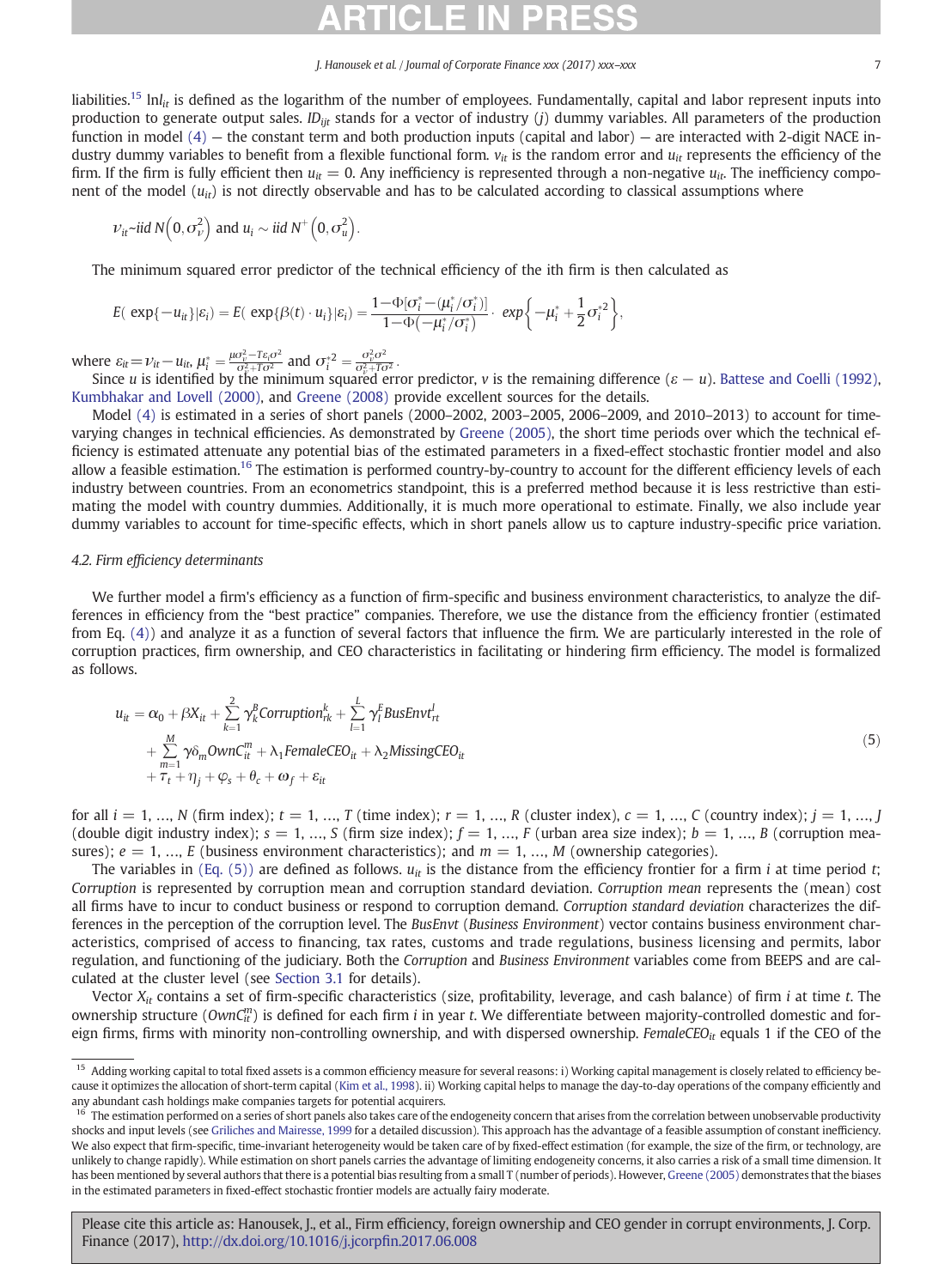liabilities.[15] $\ln l_{it}$ is defined as the logarithm of the number of employees. Fundamentally, capital and labor represent inputs into production to generate output sales. $ID_{ijt}$ stands for a vector of industry ($j$) dummy variables. All parameters of the production function in model (4) — the constant term and both production inputs (capital and labor) — are interacted with 2-digit NACE industry dummy variables to benefit from a flexible functional form. $v_{it}$ is the random error and $u_{it}$ represents the efficiency of the firm. If the firm is fully efficient then $u_{it} = 0$. Any inefficiency is represented through a non-negative $u_{it}$. The inefficiency component of the model ($u_{it}$) is not directly observable and has to be calculated according to classical assumptions where

$$\nu_{it} \sim iid\ N\left(0, \sigma_{\nu}^2\right) \text{ and } u_i \sim iid\ N^+\left(0, \sigma_u^2\right).$$

The minimum squared error predictor of the technical efficiency of the ith firm is then calculated as

$$E(\exp\{-u_{it}\}|\varepsilon_i) = E(\exp\{\beta(t)\cdot u_i\}|\varepsilon_i) = \frac{1-\Phi[\sigma_i^* - (\mu_i^*/\sigma_i^*)]}{1-\Phi(-\mu_i^*/\sigma_i^*)} \cdot \exp\left\{-\mu_i^* + \frac{1}{2}\sigma_i^{*2}\right\},$$

where $\varepsilon_{it} = \nu_{it} - u_{it}$, $\mu_i^* = \frac{\mu\sigma_\nu^2 - T\varepsilon_i\sigma^2}{\sigma_\nu^2 + T\sigma^2}$ and $\sigma_i^{*2} = \frac{\sigma_\nu^2\sigma^2}{\sigma_\nu^2 + T\sigma^2}$.

Since $u$ is identified by the minimum squared error predictor, $v$ is the remaining difference ($\varepsilon - u$). Battese and Coelli (1992), Kumbhakar and Lovell (2000), and Greene (2008) provide excellent sources for the details.

Model (4) is estimated in a series of short panels (2000–2002, 2003–2005, 2006–2009, and 2010–2013) to account for time-varying changes in technical efficiencies. As demonstrated by Greene (2005), the short time periods over which the technical efficiency is estimated attenuate any potential bias of the estimated parameters in a fixed-effect stochastic frontier model and also allow a feasible estimation.[16] The estimation is performed country-by-country to account for the different efficiency levels of each industry between countries. From an econometrics standpoint, this is a preferred method because it is less restrictive than estimating the model with country dummies. Additionally, it is much more operational to estimate. Finally, we also include year dummy variables to account for time-specific effects, which in short panels allow us to capture industry-specific price variation.

### 4.2. Firm efficiency determinants

We further model a firm's efficiency as a function of firm-specific and business environment characteristics, to analyze the differences in efficiency from the "best practice" companies. Therefore, we use the distance from the efficiency frontier (estimated from Eq. (4)) and analyze it as a function of several factors that influence the firm. We are particularly interested in the role of corruption practices, firm ownership, and CEO characteristics in facilitating or hindering firm efficiency. The model is formalized as follows.

$$\begin{aligned} u_{it} = {} & \alpha_0 + \beta X_{it} + \sum_{k=1}^{2} \gamma_k^B Corruption_{rk}^k + \sum_{l=1}^{L} \gamma_l^E BusEnvt_{rt}^l \\ & + \sum_{m=1}^{M} \gamma\delta_m OwnC_{it}^m + \lambda_1 FemaleCEO_{it} + \lambda_2 MissingCEO_{it} \\ & + \tau_t + \eta_j + \varphi_s + \theta_c + \omega_f + \varepsilon_{it} \end{aligned} \tag{5}$$

for all $i = 1, \ldots, N$ (firm index); $t = 1, \ldots, T$ (time index); $r = 1, \ldots, R$ (cluster index), $c = 1, \ldots, C$ (country index); $j = 1, \ldots, J$ (double digit industry index); $s = 1, \ldots, S$ (firm size index); $f = 1, \ldots, F$ (urban area size index); $b = 1, \ldots, B$ (corruption measures); $e = 1, \ldots, E$ (business environment characteristics); and $m = 1, \ldots, M$ (ownership categories).

The variables in (Eq. (5)) are defined as follows. $u_{it}$ is the distance from the efficiency frontier for a firm $i$ at time period $t$; *Corruption* is represented by corruption mean and corruption standard deviation. *Corruption mean* represents the (mean) cost all firms have to incur to conduct business or respond to corruption demand. *Corruption standard deviation* characterizes the differences in the perception of the corruption level. The *BusEnvt* (*Business Environment*) vector contains business environment characteristics, comprised of access to financing, tax rates, customs and trade regulations, business licensing and permits, labor regulation, and functioning of the judiciary. Both the *Corruption* and *Business Environment* variables come from BEEPS and are calculated at the cluster level (see Section 3.1 for details).

Vector $X_{it}$ contains a set of firm-specific characteristics (size, profitability, leverage, and cash balance) of firm $i$ at time $t$. The ownership structure ($OwnC_{it}^m$) is defined for each firm $i$ in year $t$. We differentiate between majority-controlled domestic and foreign firms, firms with minority non-controlling ownership, and with dispersed ownership. $FemaleCEO_{it}$ equals 1 if the CEO of the

[15] Adding working capital to total fixed assets is a common efficiency measure for several reasons: i) Working capital management is closely related to efficiency because it optimizes the allocation of short-term capital (Kim et al., 1998). ii) Working capital helps to manage the day-to-day operations of the company efficiently and any abundant cash holdings make companies targets for potential acquirers.

[16] The estimation performed on a series of short panels also takes care of the endogeneity concern that arises from the correlation between unobservable productivity shocks and input levels (see Griliches and Mairesse, 1999 for a detailed discussion). This approach has the advantage of a feasible assumption of constant inefficiency. We also expect that firm-specific, time-invariant heterogeneity would be taken care of by fixed-effect estimation (for example, the size of the firm, or technology, are unlikely to change rapidly). While estimation on short panels carries the advantage of limiting endogeneity concerns, it also carries a risk of a small time dimension. It has been mentioned by several authors that there is a potential bias resulting from a small T (number of periods). However, Greene (2005) demonstrates that the biases in the estimated parameters in fixed-effect stochastic frontier models are actually fairy moderate.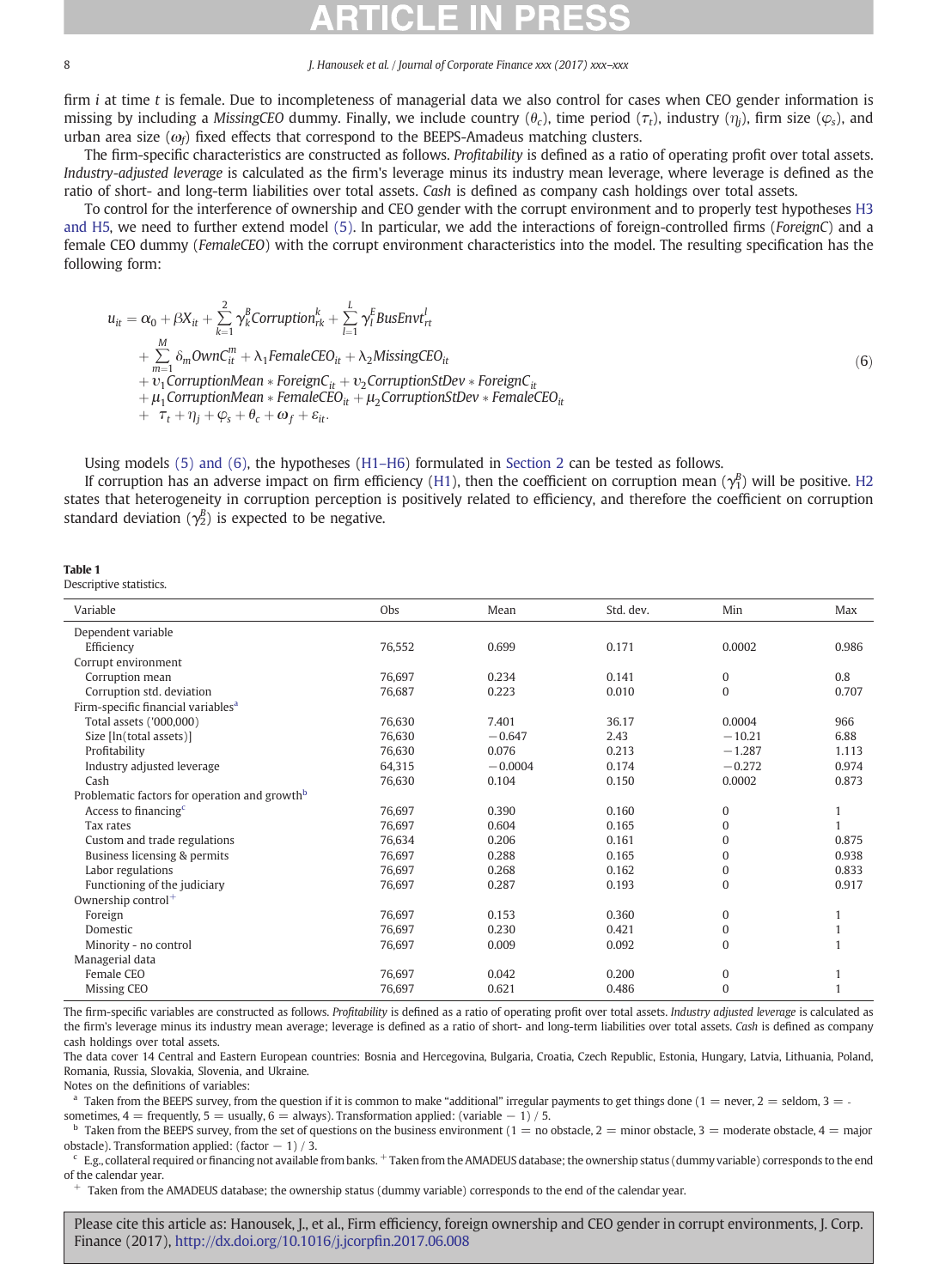firm $i$ at time $t$ is female. Due to incompleteness of managerial data we also control for cases when CEO gender information is missing by including a *MissingCEO* dummy. Finally, we include country ($\theta_c$), time period ($\tau_t$), industry ($\eta_j$), firm size ($\varphi_s$), and urban area size ($\omega_f$) fixed effects that correspond to the BEEPS-Amadeus matching clusters.

The firm-specific characteristics are constructed as follows. *Profitability* is defined as a ratio of operating profit over total assets. *Industry-adjusted leverage* is calculated as the firm's leverage minus its industry mean leverage, where leverage is defined as the ratio of short- and long-term liabilities over total assets. *Cash* is defined as company cash holdings over total assets.

To control for the interference of ownership and CEO gender with the corrupt environment and to properly test hypotheses H3 and H5, we need to further extend model (5). In particular, we add the interactions of foreign-controlled firms (*ForeignC*) and a female CEO dummy (*FemaleCEO*) with the corrupt environment characteristics into the model. The resulting specification has the following form:

$$
\begin{aligned}
u_{it} = {} & \alpha_0 + \beta X_{it} + \sum_{k=1}^{2} \gamma_k^B Corruption_{rk}^k + \sum_{l=1}^{L} \gamma_l^F BusEnvt_{rt}^l \\
& + \sum_{m=1}^{M} \delta_m OwnC_{it}^m + \lambda_1 FemaleCEO_{it} + \lambda_2 MissingCEO_{it} \\
& + \upsilon_1 CorruptionMean * ForeignC_{it} + \upsilon_2 CorruptionStDev * ForeignC_{it} \\
& + \mu_1 CorruptionMean * FemaleCEO_{it} + \mu_2 CorruptionStDev * FemaleCEO_{it} \\
& + \tau_t + \eta_j + \varphi_s + \theta_c + \omega_f + \varepsilon_{it}.
\end{aligned}
\tag{6}
$$

Using models (5) and (6), the hypotheses (H1–H6) formulated in Section 2 can be tested as follows.

If corruption has an adverse impact on firm efficiency (H1), then the coefficient on corruption mean ($\gamma_1^B$) will be positive. H2 states that heterogeneity in corruption perception is positively related to efficiency, and therefore the coefficient on corruption standard deviation ($\gamma_2^B$) is expected to be negative.

**Table 1**
Descriptive statistics.

| Variable | Obs | Mean | Std. dev. | Min | Max |
|---|---|---|---|---|---|
| Dependent variable | | | | | |
| Efficiency | 76,552 | 0.699 | 0.171 | 0.0002 | 0.986 |
| Corrupt environment | | | | | |
| Corruption mean | 76,697 | 0.234 | 0.141 | 0 | 0.8 |
| Corruption std. deviation | 76,687 | 0.223 | 0.010 | 0 | 0.707 |
| Firm-specific financial variables[a] | | | | | |
| Total assets ('000,000) | 76,630 | 7.401 | 36.17 | 0.0004 | 966 |
| Size [ln(total assets)] | 76,630 | −0.647 | 2.43 | −10.21 | 6.88 |
| Profitability | 76,630 | 0.076 | 0.213 | −1.287 | 1.113 |
| Industry adjusted leverage | 64,315 | −0.0004 | 0.174 | −0.272 | 0.974 |
| Cash | 76,630 | 0.104 | 0.150 | 0.0002 | 0.873 |
| Problematic factors for operation and growth[b] | | | | | |
| Access to financing[c] | 76,697 | 0.390 | 0.160 | 0 | 1 |
| Tax rates | 76,697 | 0.604 | 0.165 | 0 | 1 |
| Custom and trade regulations | 76,634 | 0.206 | 0.161 | 0 | 0.875 |
| Business licensing & permits | 76,697 | 0.288 | 0.165 | 0 | 0.938 |
| Labor regulations | 76,697 | 0.268 | 0.162 | 0 | 0.833 |
| Functioning of the judiciary | 76,697 | 0.287 | 0.193 | 0 | 0.917 |
| Ownership control[+] | | | | | |
| Foreign | 76,697 | 0.153 | 0.360 | 0 | 1 |
| Domestic | 76,697 | 0.230 | 0.421 | 0 | 1 |
| Minority - no control | 76,697 | 0.009 | 0.092 | 0 | 1 |
| Managerial data | | | | | |
| Female CEO | 76,697 | 0.042 | 0.200 | 0 | 1 |
| Missing CEO | 76,697 | 0.621 | 0.486 | 0 | 1 |

The firm-specific variables are constructed as follows. *Profitability* is defined as a ratio of operating profit over total assets. *Industry adjusted leverage* is calculated as the firm's leverage minus its industry mean average; leverage is defined as a ratio of short- and long-term liabilities over total assets. *Cash* is defined as company cash holdings over total assets.

The data cover 14 Central and Eastern European countries: Bosnia and Hercegovina, Bulgaria, Croatia, Czech Republic, Estonia, Hungary, Latvia, Lithuania, Poland, Romania, Russia, Slovakia, Slovenia, and Ukraine.

Notes on the definitions of variables:

[a] Taken from the BEEPS survey, from the question if it is common to make "additional" irregular payments to get things done (1 = never, 2 = seldom, 3 = sometimes, 4 = frequently, 5 = usually, 6 = always). Transformation applied: (variable − 1) / 5.

[b] Taken from the BEEPS survey, from the set of questions on the business environment (1 = no obstacle, 2 = minor obstacle, 3 = moderate obstacle, 4 = major obstacle). Transformation applied: (factor − 1) / 3.

[c] E.g., collateral required or financing not available from banks. [+] Taken from the AMADEUS database; the ownership status (dummy variable) corresponds to the end of the calendar year.

[+] Taken from the AMADEUS database; the ownership status (dummy variable) corresponds to the end of the calendar year.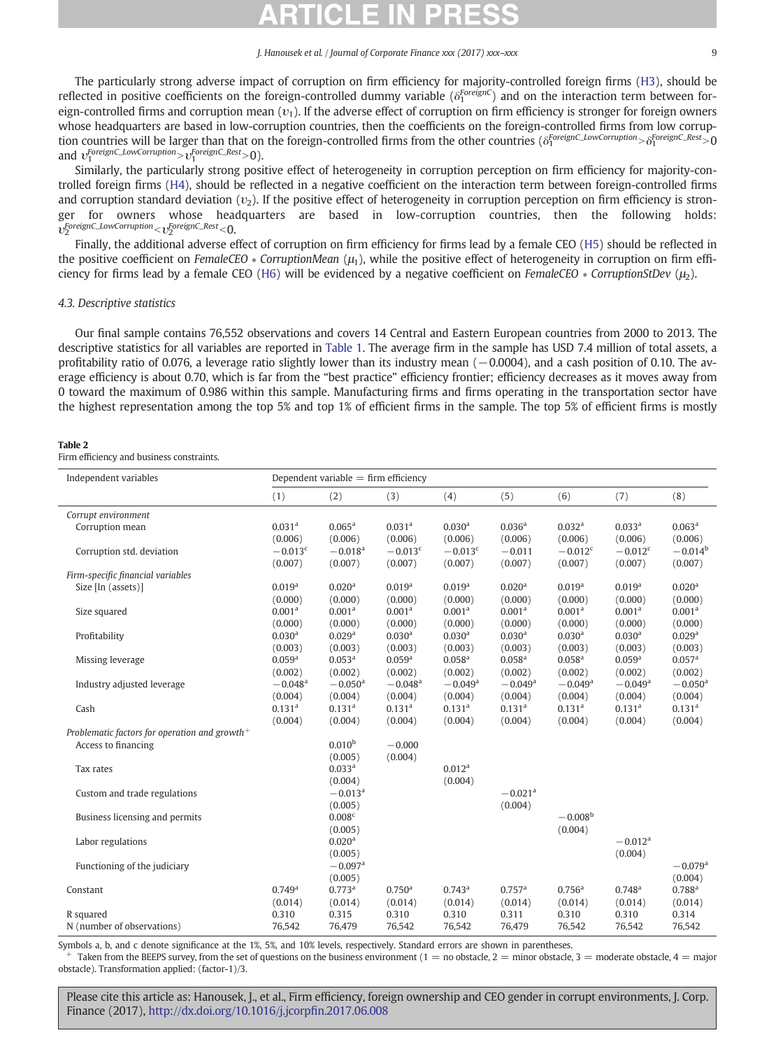The particularly strong adverse impact of corruption on firm efficiency for majority-controlled foreign firms (H3), should be reflected in positive coefficients on the foreign-controlled dummy variable ($\delta_1^{ForeignC}$) and on the interaction term between foreign-controlled firms and corruption mean ($\upsilon_1$). If the adverse effect of corruption on firm efficiency is stronger for foreign owners whose headquarters are based in low-corruption countries, then the coefficients on the foreign-controlled firms from low corruption countries will be larger than that on the foreign-controlled firms from the other countries ($\delta_1^{ForeignC\_LowCorruption} > \delta_1^{ForeignC\_Rest} > 0$ and $\upsilon_1^{ForeignC\_LowCorruption} > \upsilon_1^{ForeignC\_Rest} > 0$).

Similarly, the particularly strong positive effect of heterogeneity in corruption perception on firm efficiency for majority-controlled foreign firms (H4), should be reflected in a negative coefficient on the interaction term between foreign-controlled firms and corruption standard deviation ($\upsilon_2$). If the positive effect of heterogeneity in corruption perception on firm efficiency is stronger for owners whose headquarters are based in low-corruption countries, then the following holds: $\upsilon_2^{ForeignC\_LowCorruption} < \upsilon_2^{ForeignC\_Rest} < 0$.

Finally, the additional adverse effect of corruption on firm efficiency for firms lead by a female CEO (H5) should be reflected in the positive coefficient on *FemaleCEO* ∗ *CorruptionMean* ($\mu_1$), while the positive effect of heterogeneity in corruption on firm efficiency for firms lead by a female CEO (H6) will be evidenced by a negative coefficient on *FemaleCEO* ∗ *CorruptionStDev* ($\mu_2$).

### 4.3. Descriptive statistics

Our final sample contains 76,552 observations and covers 14 Central and Eastern European countries from 2000 to 2013. The descriptive statistics for all variables are reported in Table 1. The average firm in the sample has USD 7.4 million of total assets, a profitability ratio of 0.076, a leverage ratio slightly lower than its industry mean (−0.0004), and a cash position of 0.10. The average efficiency is about 0.70, which is far from the "best practice" efficiency frontier; efficiency decreases as it moves away from 0 toward the maximum of 0.986 within this sample. Manufacturing firms and firms operating in the transportation sector have the highest representation among the top 5% and top 1% of efficient firms in the sample. The top 5% of efficient firms is mostly

**Table 2**
Firm efficiency and business constraints.

| Independent variables | Dependent variable = firm efficiency | | | | | | | |
|---|---|---|---|---|---|---|---|---|
| | (1) | (2) | (3) | (4) | (5) | (6) | (7) | (8) |
| *Corrupt environment* | | | | | | | | |
| Corruption mean | 0.031[a] | 0.065[a] | 0.031[a] | 0.030[a] | 0.036[a] | 0.032[a] | 0.033[a] | 0.063[a] |
| | (0.006) | (0.006) | (0.006) | (0.006) | (0.006) | (0.006) | (0.006) | (0.006) |
| Corruption std. deviation | −0.013[c] | −0.018[a] | −0.013[c] | −0.013[c] | −0.011 | −0.012[c] | −0.012[c] | −0.014[b] |
| | (0.007) | (0.007) | (0.007) | (0.007) | (0.007) | (0.007) | (0.007) | (0.007) |
| *Firm-specific financial variables* | | | | | | | | |
| Size [ln (assets)] | 0.019[a] | 0.020[a] | 0.019[a] | 0.019[a] | 0.020[a] | 0.019[a] | 0.019[a] | 0.020[a] |
| | (0.000) | (0.000) | (0.000) | (0.000) | (0.000) | (0.000) | (0.000) | (0.000) |
| Size squared | 0.001[a] | 0.001[a] | 0.001[a] | 0.001[a] | 0.001[a] | 0.001[a] | 0.001[a] | 0.001[a] |
| | (0.000) | (0.000) | (0.000) | (0.000) | (0.000) | (0.000) | (0.000) | (0.000) |
| Profitability | 0.030[a] | 0.029[a] | 0.030[a] | 0.030[a] | 0.030[a] | 0.030[a] | 0.030[a] | 0.029[a] |
| | (0.003) | (0.003) | (0.003) | (0.003) | (0.003) | (0.003) | (0.003) | (0.003) |
| Missing leverage | 0.059[a] | 0.053[a] | 0.059[a] | 0.058[a] | 0.058[a] | 0.058[a] | 0.059[a] | 0.057[a] |
| | (0.002) | (0.002) | (0.002) | (0.002) | (0.002) | (0.002) | (0.002) | (0.002) |
| Industry adjusted leverage | −0.048[a] | −0.050[a] | −0.048[a] | −0.049[a] | −0.049[a] | −0.049[a] | −0.049[a] | −0.050[a] |
| | (0.004) | (0.004) | (0.004) | (0.004) | (0.004) | (0.004) | (0.004) | (0.004) |
| Cash | 0.131[a] | 0.131[a] | 0.131[a] | 0.131[a] | 0.131[a] | 0.131[a] | 0.131[a] | 0.131[a] |
| | (0.004) | (0.004) | (0.004) | (0.004) | (0.004) | (0.004) | (0.004) | (0.004) |
| *Problematic factors for operation and growth*[+] | | | | | | | | |
| Access to financing | | 0.010[b] | −0.000 | | | | | |
| | | (0.005) | (0.004) | | | | | |
| Tax rates | | 0.033[a] | | 0.012[a] | | | | |
| | | (0.004) | | (0.004) | | | | |
| Custom and trade regulations | | −0.013[a] | | | −0.021[a] | | | |
| | | (0.005) | | | (0.004) | | | |
| Business licensing and permits | | 0.008[c] | | | | −0.008[b] | | |
| | | (0.005) | | | | (0.004) | | |
| Labor regulations | | 0.020[a] | | | | | −0.012[a] | |
| | | (0.005) | | | | | (0.004) | |
| Functioning of the judiciary | | −0.097[a] | | | | | | −0.079[a] |
| | | (0.005) | | | | | | (0.004) |
| Constant | 0.749[a] | 0.773[a] | 0.750[a] | 0.743[a] | 0.757[a] | 0.756[a] | 0.748[a] | 0.788[a] |
| | (0.014) | (0.014) | (0.014) | (0.014) | (0.014) | (0.014) | (0.014) | (0.014) |
| R squared | 0.310 | 0.315 | 0.310 | 0.310 | 0.311 | 0.310 | 0.310 | 0.314 |
| N (number of observations) | 76,542 | 76,479 | 76,542 | 76,542 | 76,479 | 76,542 | 76,542 | 76,542 |

Symbols a, b, and c denote significance at the 1%, 5%, and 10% levels, respectively. Standard errors are shown in parentheses.
[+] Taken from the BEEPS survey, from the set of questions on the business environment (1 = no obstacle, 2 = minor obstacle, 3 = moderate obstacle, 4 = major obstacle). Transformation applied: (factor-1)/3.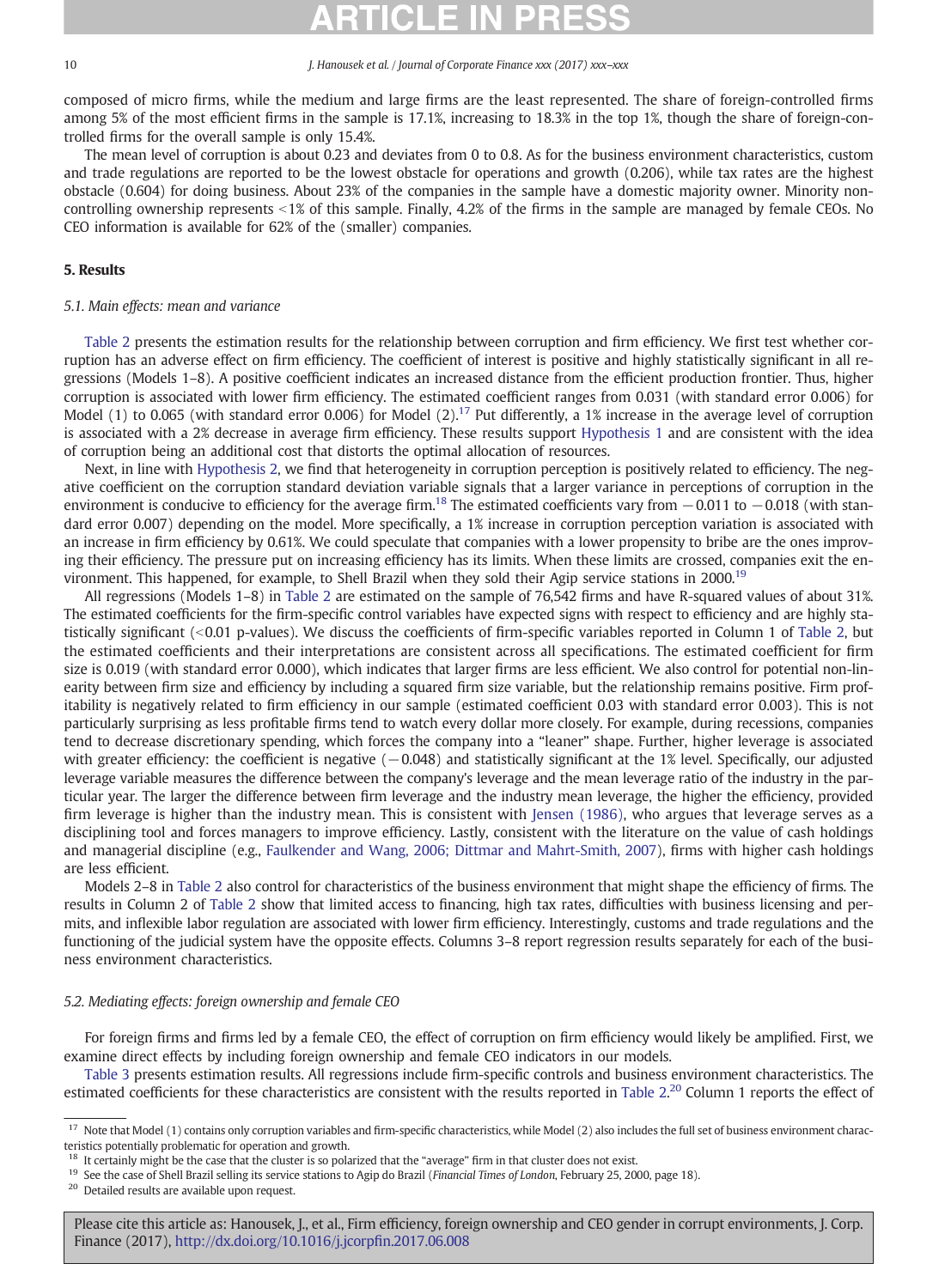composed of micro firms, while the medium and large firms are the least represented. The share of foreign-controlled firms among 5% of the most efficient firms in the sample is 17.1%, increasing to 18.3% in the top 1%, though the share of foreign-controlled firms for the overall sample is only 15.4%.

The mean level of corruption is about 0.23 and deviates from 0 to 0.8. As for the business environment characteristics, custom and trade regulations are reported to be the lowest obstacle for operations and growth (0.206), while tax rates are the highest obstacle (0.604) for doing business. About 23% of the companies in the sample have a domestic majority owner. Minority non-controlling ownership represents <1% of this sample. Finally, 4.2% of the firms in the sample are managed by female CEOs. No CEO information is available for 62% of the (smaller) companies.

## 5. Results

### 5.1. Main effects: mean and variance

Table 2 presents the estimation results for the relationship between corruption and firm efficiency. We first test whether corruption has an adverse effect on firm efficiency. The coefficient of interest is positive and highly statistically significant in all regressions (Models 1–8). A positive coefficient indicates an increased distance from the efficient production frontier. Thus, higher corruption is associated with lower firm efficiency. The estimated coefficient ranges from 0.031 (with standard error 0.006) for Model (1) to 0.065 (with standard error 0.006) for Model (2).[17] Put differently, a 1% increase in the average level of corruption is associated with a 2% decrease in average firm efficiency. These results support Hypothesis 1 and are consistent with the idea of corruption being an additional cost that distorts the optimal allocation of resources.

Next, in line with Hypothesis 2, we find that heterogeneity in corruption perception is positively related to efficiency. The negative coefficient on the corruption standard deviation variable signals that a larger variance in perceptions of corruption in the environment is conducive to efficiency for the average firm.[18] The estimated coefficients vary from −0.011 to −0.018 (with standard error 0.007) depending on the model. More specifically, a 1% increase in corruption perception variation is associated with an increase in firm efficiency by 0.61%. We could speculate that companies with a lower propensity to bribe are the ones improving their efficiency. The pressure put on increasing efficiency has its limits. When these limits are crossed, companies exit the environment. This happened, for example, to Shell Brazil when they sold their Agip service stations in 2000.[19]

All regressions (Models 1–8) in Table 2 are estimated on the sample of 76,542 firms and have R-squared values of about 31%. The estimated coefficients for the firm-specific control variables have expected signs with respect to efficiency and are highly statistically significant (<0.01 p-values). We discuss the coefficients of firm-specific variables reported in Column 1 of Table 2, but the estimated coefficients and their interpretations are consistent across all specifications. The estimated coefficient for firm size is 0.019 (with standard error 0.000), which indicates that larger firms are less efficient. We also control for potential non-linearity between firm size and efficiency by including a squared firm size variable, but the relationship remains positive. Firm profitability is negatively related to firm efficiency in our sample (estimated coefficient 0.03 with standard error 0.003). This is not particularly surprising as less profitable firms tend to watch every dollar more closely. For example, during recessions, companies tend to decrease discretionary spending, which forces the company into a "leaner" shape. Further, higher leverage is associated with greater efficiency: the coefficient is negative (−0.048) and statistically significant at the 1% level. Specifically, our adjusted leverage variable measures the difference between the company's leverage and the mean leverage ratio of the industry in the particular year. The larger the difference between firm leverage and the industry mean leverage, the higher the efficiency, provided firm leverage is higher than the industry mean. This is consistent with Jensen (1986), who argues that leverage serves as a disciplining tool and forces managers to improve efficiency. Lastly, consistent with the literature on the value of cash holdings and managerial discipline (e.g., Faulkender and Wang, 2006; Dittmar and Mahrt-Smith, 2007), firms with higher cash holdings are less efficient.

Models 2–8 in Table 2 also control for characteristics of the business environment that might shape the efficiency of firms. The results in Column 2 of Table 2 show that limited access to financing, high tax rates, difficulties with business licensing and permits, and inflexible labor regulation are associated with lower firm efficiency. Interestingly, customs and trade regulations and the functioning of the judicial system have the opposite effects. Columns 3–8 report regression results separately for each of the business environment characteristics.

### 5.2. Mediating effects: foreign ownership and female CEO

For foreign firms and firms led by a female CEO, the effect of corruption on firm efficiency would likely be amplified. First, we examine direct effects by including foreign ownership and female CEO indicators in our models.

Table 3 presents estimation results. All regressions include firm-specific controls and business environment characteristics. The estimated coefficients for these characteristics are consistent with the results reported in Table 2.[20] Column 1 reports the effect of

---

[17] Note that Model (1) contains only corruption variables and firm-specific characteristics, while Model (2) also includes the full set of business environment characteristics potentially problematic for operation and growth.

[18] It certainly might be the case that the cluster is so polarized that the "average" firm in that cluster does not exist.

[19] See the case of Shell Brazil selling its service stations to Agip do Brazil (*Financial Times of London*, February 25, 2000, page 18).

[20] Detailed results are available upon request.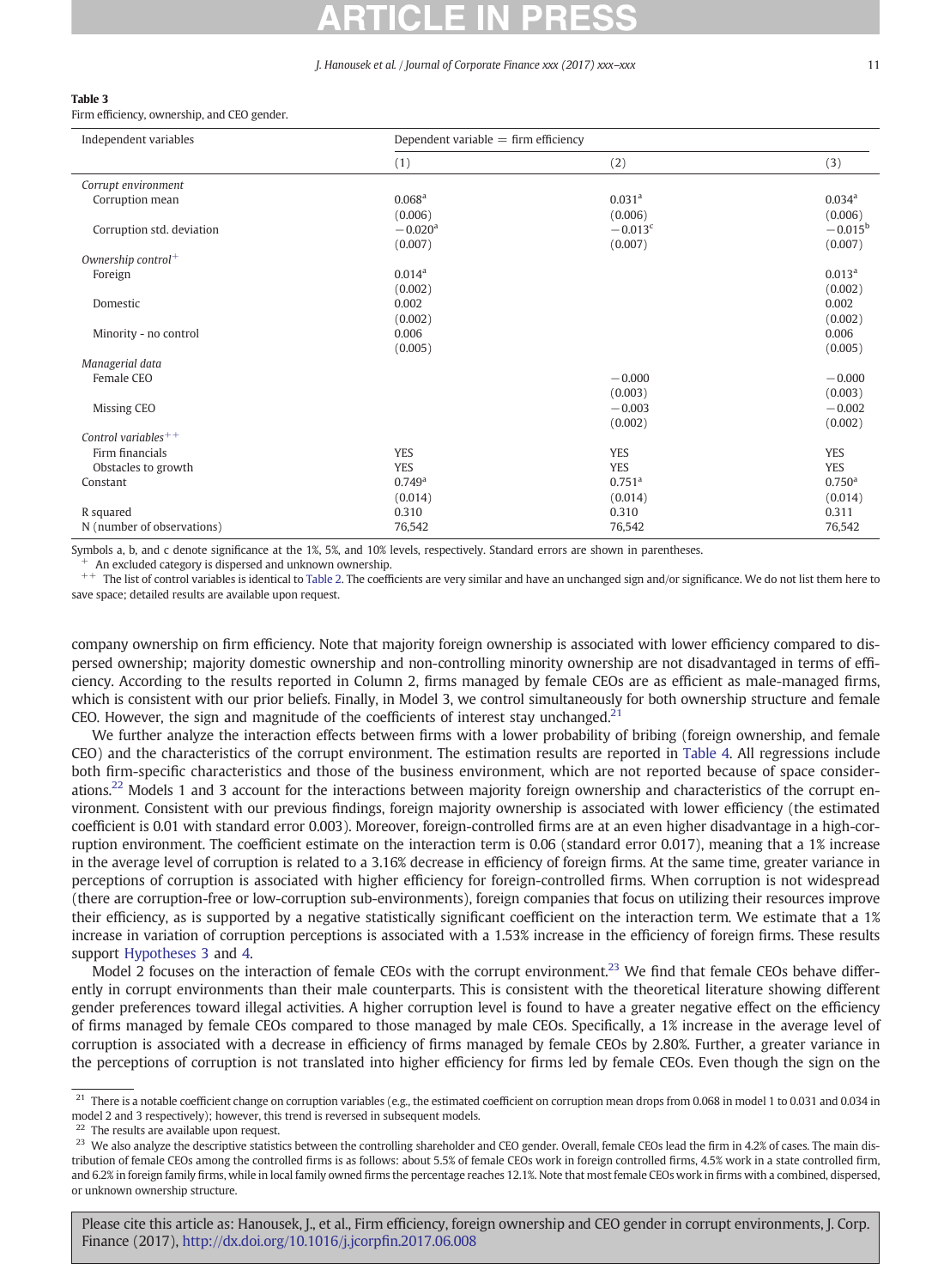**Table 3**
Firm efficiency, ownership, and CEO gender.

| Independent variables | Dependent variable = firm efficiency | | |
|---|---|---|---|
| | (1) | (2) | (3) |
| *Corrupt environment* | | | |
| Corruption mean | 0.068[a] | 0.031[a] | 0.034[a] |
| | (0.006) | (0.006) | (0.006) |
| Corruption std. deviation | −0.020[a] | −0.013[c] | −0.015[b] |
| | (0.007) | (0.007) | (0.007) |
| *Ownership control*[+] | | | |
| Foreign | 0.014[a] | | 0.013[a] |
| | (0.002) | | (0.002) |
| Domestic | 0.002 | | 0.002 |
| | (0.002) | | (0.002) |
| Minority - no control | 0.006 | | 0.006 |
| | (0.005) | | (0.005) |
| *Managerial data* | | | |
| Female CEO | | −0.000 | −0.000 |
| | | (0.003) | (0.003) |
| Missing CEO | | −0.003 | −0.002 |
| | | (0.002) | (0.002) |
| *Control variables*[++] | | | |
| Firm financials | YES | YES | YES |
| Obstacles to growth | YES | YES | YES |
| Constant | 0.749[a] | 0.751[a] | 0.750[a] |
| | (0.014) | (0.014) | (0.014) |
| R squared | 0.310 | 0.310 | 0.311 |
| N (number of observations) | 76,542 | 76,542 | 76,542 |

Symbols a, b, and c denote significance at the 1%, 5%, and 10% levels, respectively. Standard errors are shown in parentheses.

[+] An excluded category is dispersed and unknown ownership.

[++] The list of control variables is identical to Table 2. The coefficients are very similar and have an unchanged sign and/or significance. We do not list them here to save space; detailed results are available upon request.

company ownership on firm efficiency. Note that majority foreign ownership is associated with lower efficiency compared to dispersed ownership; majority domestic ownership and non-controlling minority ownership are not disadvantaged in terms of efficiency. According to the results reported in Column 2, firms managed by female CEOs are as efficient as male-managed firms, which is consistent with our prior beliefs. Finally, in Model 3, we control simultaneously for both ownership structure and female CEO. However, the sign and magnitude of the coefficients of interest stay unchanged.[21]

We further analyze the interaction effects between firms with a lower probability of bribing (foreign ownership, and female CEO) and the characteristics of the corrupt environment. The estimation results are reported in Table 4. All regressions include both firm-specific characteristics and those of the business environment, which are not reported because of space considerations.[22] Models 1 and 3 account for the interactions between majority foreign ownership and characteristics of the corrupt environment. Consistent with our previous findings, foreign majority ownership is associated with lower efficiency (the estimated coefficient is 0.01 with standard error 0.003). Moreover, foreign-controlled firms are at an even higher disadvantage in a high-corruption environment. The coefficient estimate on the interaction term is 0.06 (standard error 0.017), meaning that a 1% increase in the average level of corruption is related to a 3.16% decrease in efficiency of foreign firms. At the same time, greater variance in perceptions of corruption is associated with higher efficiency for foreign-controlled firms. When corruption is not widespread (there are corruption-free or low-corruption sub-environments), foreign companies that focus on utilizing their resources improve their efficiency, as is supported by a negative statistically significant coefficient on the interaction term. We estimate that a 1% increase in variation of corruption perceptions is associated with a 1.53% increase in the efficiency of foreign firms. These results support Hypotheses 3 and 4.

Model 2 focuses on the interaction of female CEOs with the corrupt environment.[23] We find that female CEOs behave differently in corrupt environments than their male counterparts. This is consistent with the theoretical literature showing different gender preferences toward illegal activities. A higher corruption level is found to have a greater negative effect on the efficiency of firms managed by female CEOs compared to those managed by male CEOs. Specifically, a 1% increase in the average level of corruption is associated with a decrease in efficiency of firms managed by female CEOs by 2.80%. Further, a greater variance in the perceptions of corruption is not translated into higher efficiency for firms led by female CEOs. Even though the sign on the

[21] There is a notable coefficient change on corruption variables (e.g., the estimated coefficient on corruption mean drops from 0.068 in model 1 to 0.031 and 0.034 in model 2 and 3 respectively); however, this trend is reversed in subsequent models.

[22] The results are available upon request.

[23] We also analyze the descriptive statistics between the controlling shareholder and CEO gender. Overall, female CEOs lead the firm in 4.2% of cases. The main distribution of female CEOs among the controlled firms is as follows: about 5.5% of female CEOs work in foreign controlled firms, 4.5% work in a state controlled firm, and 6.2% in foreign family firms, while in local family owned firms the percentage reaches 12.1%. Note that most female CEOs work in firms with a combined, dispersed, or unknown ownership structure.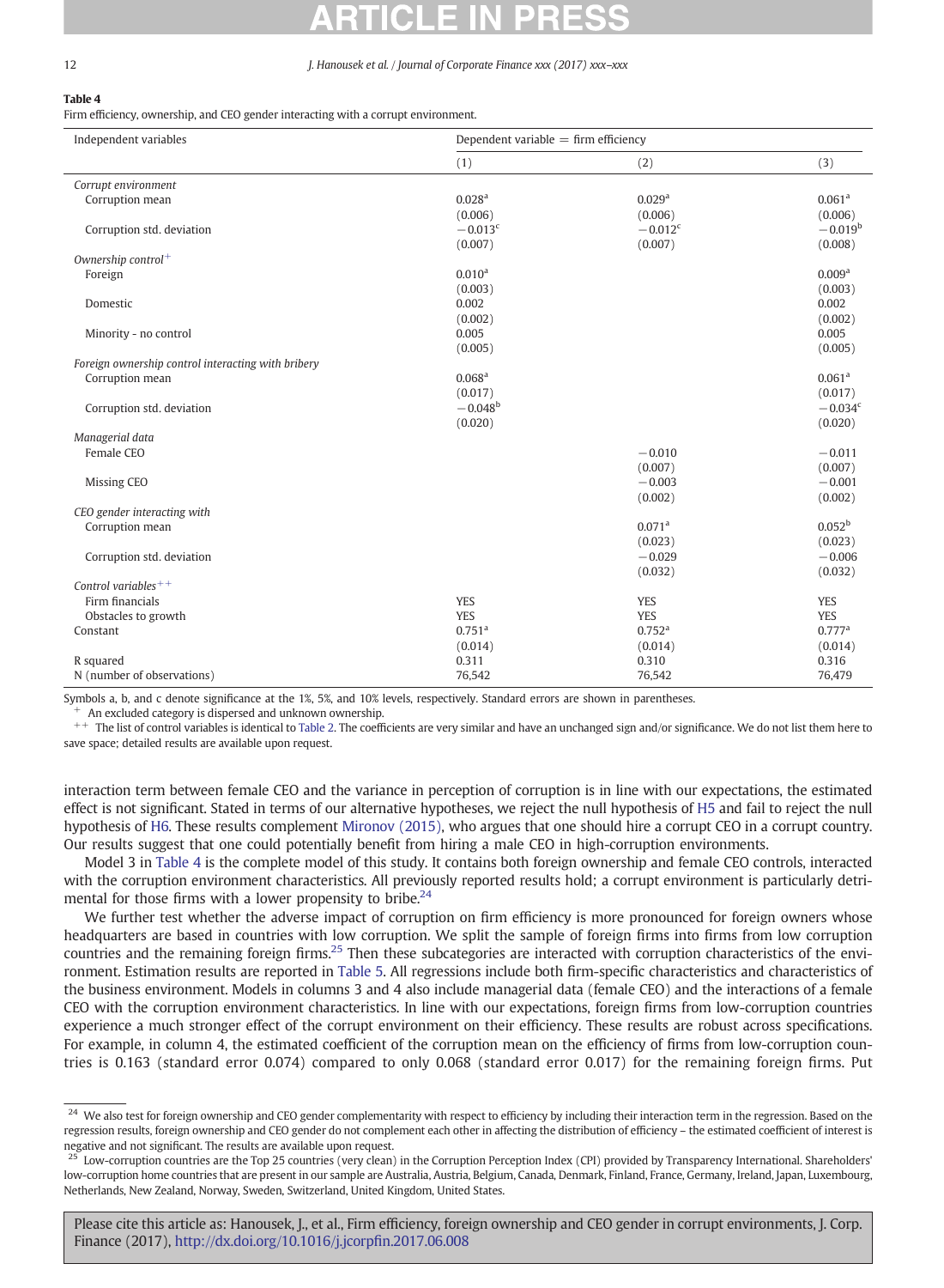**Table 4**
Firm efficiency, ownership, and CEO gender interacting with a corrupt environment.

| Independent variables | Dependent variable = firm efficiency | | |
|---|---|---|---|
| | (1) | (2) | (3) |
| *Corrupt environment* | | | |
| Corruption mean | 0.028[a] | 0.029[a] | 0.061[a] |
| | (0.006) | (0.006) | (0.006) |
| Corruption std. deviation | −0.013[c] | −0.012[c] | −0.019[b] |
| | (0.007) | (0.007) | (0.008) |
| *Ownership control*[+] | | | |
| Foreign | 0.010[a] | | 0.009[a] |
| | (0.003) | | (0.003) |
| Domestic | 0.002 | | 0.002 |
| | (0.002) | | (0.002) |
| Minority - no control | 0.005 | | 0.005 |
| | (0.005) | | (0.005) |
| *Foreign ownership control interacting with bribery* | | | |
| Corruption mean | 0.068[a] | | 0.061[a] |
| | (0.017) | | (0.017) |
| Corruption std. deviation | −0.048[b] | | −0.034[c] |
| | (0.020) | | (0.020) |
| *Managerial data* | | | |
| Female CEO | | −0.010 | −0.011 |
| | | (0.007) | (0.007) |
| Missing CEO | | −0.003 | −0.001 |
| | | (0.002) | (0.002) |
| *CEO gender interacting with* | | | |
| Corruption mean | | 0.071[a] | 0.052[b] |
| | | (0.023) | (0.023) |
| Corruption std. deviation | | −0.029 | −0.006 |
| | | (0.032) | (0.032) |
| *Control variables*[++] | | | |
| Firm financials | YES | YES | YES |
| Obstacles to growth | YES | YES | YES |
| Constant | 0.751[a] | 0.752[a] | 0.777[a] |
| | (0.014) | (0.014) | (0.014) |
| R squared | 0.311 | 0.310 | 0.316 |
| N (number of observations) | 76,542 | 76,542 | 76,479 |

Symbols a, b, and c denote significance at the 1%, 5%, and 10% levels, respectively. Standard errors are shown in parentheses.
[+] An excluded category is dispersed and unknown ownership.
[++] The list of control variables is identical to Table 2. The coefficients are very similar and have an unchanged sign and/or significance. We do not list them here to save space; detailed results are available upon request.

interaction term between female CEO and the variance in perception of corruption is in line with our expectations, the estimated effect is not significant. Stated in terms of our alternative hypotheses, we reject the null hypothesis of H5 and fail to reject the null hypothesis of H6. These results complement Mironov (2015), who argues that one should hire a corrupt CEO in a corrupt country. Our results suggest that one could potentially benefit from hiring a male CEO in high-corruption environments.

Model 3 in Table 4 is the complete model of this study. It contains both foreign ownership and female CEO controls, interacted with the corruption environment characteristics. All previously reported results hold; a corrupt environment is particularly detrimental for those firms with a lower propensity to bribe.[24]

We further test whether the adverse impact of corruption on firm efficiency is more pronounced for foreign owners whose headquarters are based in countries with low corruption. We split the sample of foreign firms into firms from low corruption countries and the remaining foreign firms.[25] Then these subcategories are interacted with corruption characteristics of the environment. Estimation results are reported in Table 5. All regressions include both firm-specific characteristics and characteristics of the business environment. Models in columns 3 and 4 also include managerial data (female CEO) and the interactions of a female CEO with the corruption environment characteristics. In line with our expectations, foreign firms from low-corruption countries experience a much stronger effect of the corrupt environment on their efficiency. These results are robust across specifications. For example, in column 4, the estimated coefficient of the corruption mean on the efficiency of firms from low-corruption countries is 0.163 (standard error 0.074) compared to only 0.068 (standard error 0.017) for the remaining foreign firms. Put

[24] We also test for foreign ownership and CEO gender complementarity with respect to efficiency by including their interaction term in the regression. Based on the regression results, foreign ownership and CEO gender do not complement each other in affecting the distribution of efficiency – the estimated coefficient of interest is negative and not significant. The results are available upon request.

[25] Low-corruption countries are the Top 25 countries (very clean) in the Corruption Perception Index (CPI) provided by Transparency International. Shareholders' low-corruption home countries that are present in our sample are Australia, Austria, Belgium, Canada, Denmark, Finland, France, Germany, Ireland, Japan, Luxembourg, Netherlands, New Zealand, Norway, Sweden, Switzerland, United Kingdom, United States.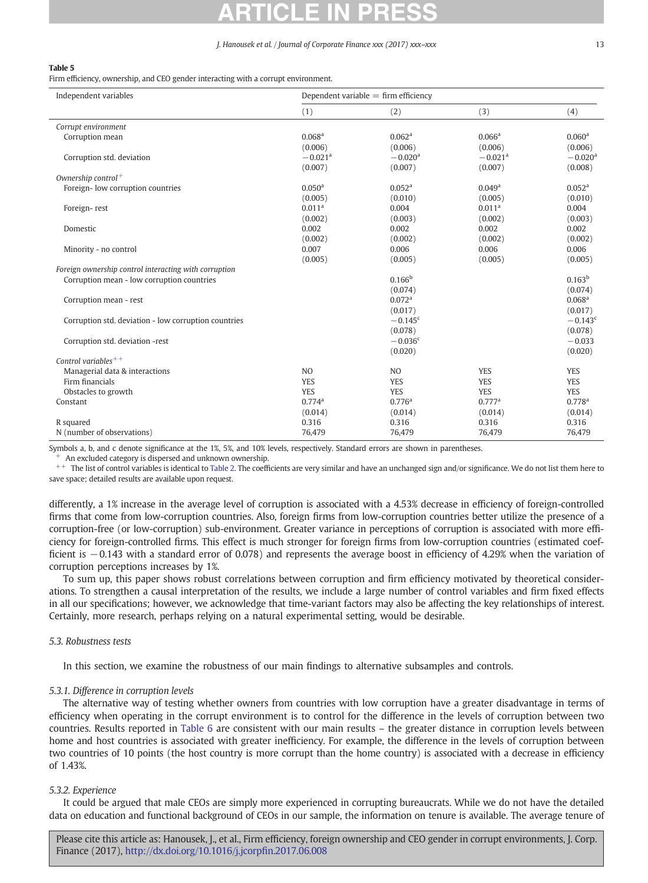**Table 5**
Firm efficiency, ownership, and CEO gender interacting with a corrupt environment.

| Independent variables | Dependent variable = firm efficiency | | | |
|---|---|---|---|---|
| | (1) | (2) | (3) | (4) |
| *Corrupt environment* | | | | |
| Corruption mean | 0.068[a] | 0.062[a] | 0.066[a] | 0.060[a] |
| | (0.006) | (0.006) | (0.006) | (0.006) |
| Corruption std. deviation | −0.021[a] | −0.020[a] | −0.021[a] | −0.020[a] |
| | (0.007) | (0.007) | (0.007) | (0.008) |
| *Ownership control*[+] | | | | |
| Foreign- low corruption countries | 0.050[a] | 0.052[a] | 0.049[a] | 0.052[a] |
| | (0.005) | (0.010) | (0.005) | (0.010) |
| Foreign- rest | 0.011[a] | 0.004 | 0.011[a] | 0.004 |
| | (0.002) | (0.003) | (0.002) | (0.003) |
| Domestic | 0.002 | 0.002 | 0.002 | 0.002 |
| | (0.002) | (0.002) | (0.002) | (0.002) |
| Minority - no control | 0.007 | 0.006 | 0.006 | 0.006 |
| | (0.005) | (0.005) | (0.005) | (0.005) |
| *Foreign ownership control interacting with corruption* | | | | |
| Corruption mean - low corruption countries | | 0.166[b] | | 0.163[b] |
| | | (0.074) | | (0.074) |
| Corruption mean - rest | | 0.072[a] | | 0.068[a] |
| | | (0.017) | | (0.017) |
| Corruption std. deviation - low corruption countries | | −0.145[c] | | −0.143[c] |
| | | (0.078) | | (0.078) |
| Corruption std. deviation -rest | | −0.036[c] | | −0.033 |
| | | (0.020) | | (0.020) |
| *Control variables*[++] | | | | |
| Managerial data & interactions | NO | NO | YES | YES |
| Firm financials | YES | YES | YES | YES |
| Obstacles to growth | YES | YES | YES | YES |
| Constant | 0.774[a] | 0.776[a] | 0.777[a] | 0.778[a] |
| | (0.014) | (0.014) | (0.014) | (0.014) |
| R squared | 0.316 | 0.316 | 0.316 | 0.316 |
| N (number of observations) | 76,479 | 76,479 | 76,479 | 76,479 |

Symbols a, b, and c denote significance at the 1%, 5%, and 10% levels, respectively. Standard errors are shown in parentheses.
[+] An excluded category is dispersed and unknown ownership.
[++] The list of control variables is identical to Table 2. The coefficients are very similar and have an unchanged sign and/or significance. We do not list them here to save space; detailed results are available upon request.

differently, a 1% increase in the average level of corruption is associated with a 4.53% decrease in efficiency of foreign-controlled firms that come from low-corruption countries. Also, foreign firms from low-corruption countries better utilize the presence of a corruption-free (or low-corruption) sub-environment. Greater variance in perceptions of corruption is associated with more efficiency for foreign-controlled firms. This effect is much stronger for foreign firms from low-corruption countries (estimated coefficient is −0.143 with a standard error of 0.078) and represents the average boost in efficiency of 4.29% when the variation of corruption perceptions increases by 1%.

To sum up, this paper shows robust correlations between corruption and firm efficiency motivated by theoretical considerations. To strengthen a causal interpretation of the results, we include a large number of control variables and firm fixed effects in all our specifications; however, we acknowledge that time-variant factors may also be affecting the key relationships of interest. Certainly, more research, perhaps relying on a natural experimental setting, would be desirable.

### 5.3. Robustness tests

In this section, we examine the robustness of our main findings to alternative subsamples and controls.

#### 5.3.1. Difference in corruption levels

The alternative way of testing whether owners from countries with low corruption have a greater disadvantage in terms of efficiency when operating in the corrupt environment is to control for the difference in the levels of corruption between two countries. Results reported in Table 6 are consistent with our main results – the greater distance in corruption levels between home and host countries is associated with greater inefficiency. For example, the difference in the levels of corruption between two countries of 10 points (the host country is more corrupt than the home country) is associated with a decrease in efficiency of 1.43%.

#### 5.3.2. Experience

It could be argued that male CEOs are simply more experienced in corrupting bureaucrats. While we do not have the detailed data on education and functional background of CEOs in our sample, the information on tenure is available. The average tenure of

Please cite this article as: Hanousek, J., et al., Firm efficiency, foreign ownership and CEO gender in corrupt environments, J. Corp. Finance (2017), http://dx.doi.org/10.1016/j.jcorpfin.2017.06.008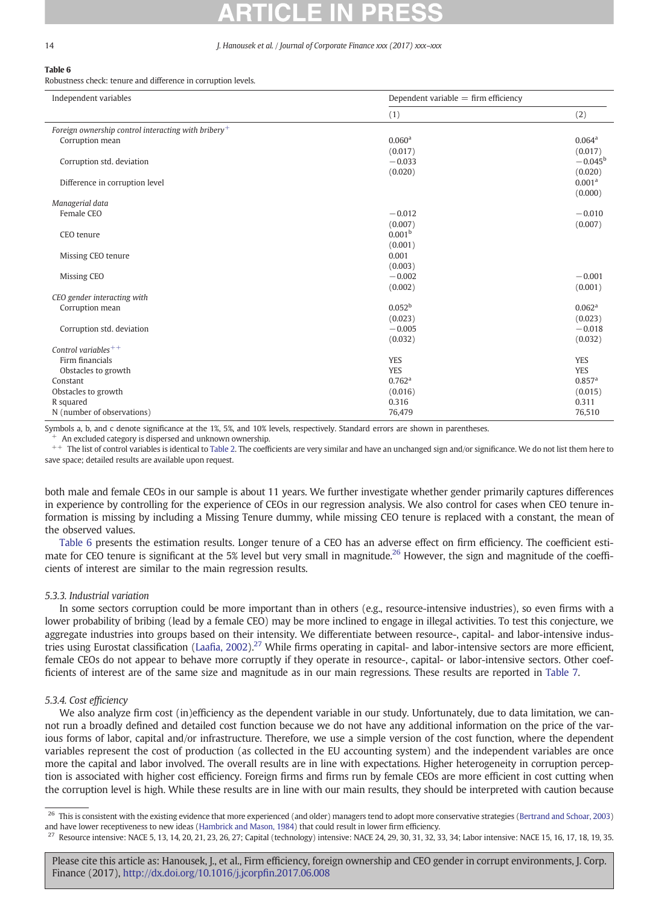**Table 6**
Robustness check: tenure and difference in corruption levels.

| Independent variables | Dependent variable = firm efficiency | |
|---|---|---|
| | (1) | (2) |
| *Foreign ownership control interacting with bribery*[+] | | |
| Corruption mean | 0.060[a] | 0.064[a] |
| | (0.017) | (0.017) |
| Corruption std. deviation | −0.033 | −0.045[b] |
| | (0.020) | (0.020) |
| Difference in corruption level | | 0.001[a] |
| | | (0.000) |
| *Managerial data* | | |
| Female CEO | −0.012 | −0.010 |
| | (0.007) | (0.007) |
| CEO tenure | 0.001[b] | |
| | (0.001) | |
| Missing CEO tenure | 0.001 | |
| | (0.003) | |
| Missing CEO | −0.002 | −0.001 |
| | (0.002) | (0.001) |
| *CEO gender interacting with* | | |
| Corruption mean | 0.052[b] | 0.062[a] |
| | (0.023) | (0.023) |
| Corruption std. deviation | −0.005 | −0.018 |
| | (0.032) | (0.032) |
| *Control variables*[++] | | |
| Firm financials | YES | YES |
| Obstacles to growth | YES | YES |
| Constant | 0.762[a] | 0.857[a] |
| Obstacles to growth | (0.016) | (0.015) |
| R squared | 0.316 | 0.311 |
| N (number of observations) | 76,479 | 76,510 |

Symbols a, b, and c denote significance at the 1%, 5%, and 10% levels, respectively. Standard errors are shown in parentheses.
[+] An excluded category is dispersed and unknown ownership.
[++] The list of control variables is identical to Table 2. The coefficients are very similar and have an unchanged sign and/or significance. We do not list them here to save space; detailed results are available upon request.

both male and female CEOs in our sample is about 11 years. We further investigate whether gender primarily captures differences in experience by controlling for the experience of CEOs in our regression analysis. We also control for cases when CEO tenure information is missing by including a Missing Tenure dummy, while missing CEO tenure is replaced with a constant, the mean of the observed values.

Table 6 presents the estimation results. Longer tenure of a CEO has an adverse effect on firm efficiency. The coefficient estimate for CEO tenure is significant at the 5% level but very small in magnitude.[26] However, the sign and magnitude of the coefficients of interest are similar to the main regression results.

#### 5.3.3. Industrial variation

In some sectors corruption could be more important than in others (e.g., resource-intensive industries), so even firms with a lower probability of bribing (lead by a female CEO) may be more inclined to engage in illegal activities. To test this conjecture, we aggregate industries into groups based on their intensity. We differentiate between resource-, capital- and labor-intensive industries using Eurostat classification (Laafia, 2002).[27] While firms operating in capital- and labor-intensive sectors are more efficient, female CEOs do not appear to behave more corruptly if they operate in resource-, capital- or labor-intensive sectors. Other coefficients of interest are of the same size and magnitude as in our main regressions. These results are reported in Table 7.

#### 5.3.4. Cost efficiency

We also analyze firm cost (in)efficiency as the dependent variable in our study. Unfortunately, due to data limitation, we cannot run a broadly defined and detailed cost function because we do not have any additional information on the price of the various forms of labor, capital and/or infrastructure. Therefore, we use a simple version of the cost function, where the dependent variables represent the cost of production (as collected in the EU accounting system) and the independent variables are once more the capital and labor involved. The overall results are in line with expectations. Higher heterogeneity in corruption perception is associated with higher cost efficiency. Foreign firms and firms run by female CEOs are more efficient in cost cutting when the corruption level is high. While these results are in line with our main results, they should be interpreted with caution because

[26] This is consistent with the existing evidence that more experienced (and older) managers tend to adopt more conservative strategies (Bertrand and Schoar, 2003) and have lower receptiveness to new ideas (Hambrick and Mason, 1984) that could result in lower firm efficiency.
[27] Resource intensive: NACE 5, 13, 14, 20, 21, 23, 26, 27; Capital (technology) intensive: NACE 24, 29, 30, 31, 32, 33, 34; Labor intensive: NACE 15, 16, 17, 18, 19, 35.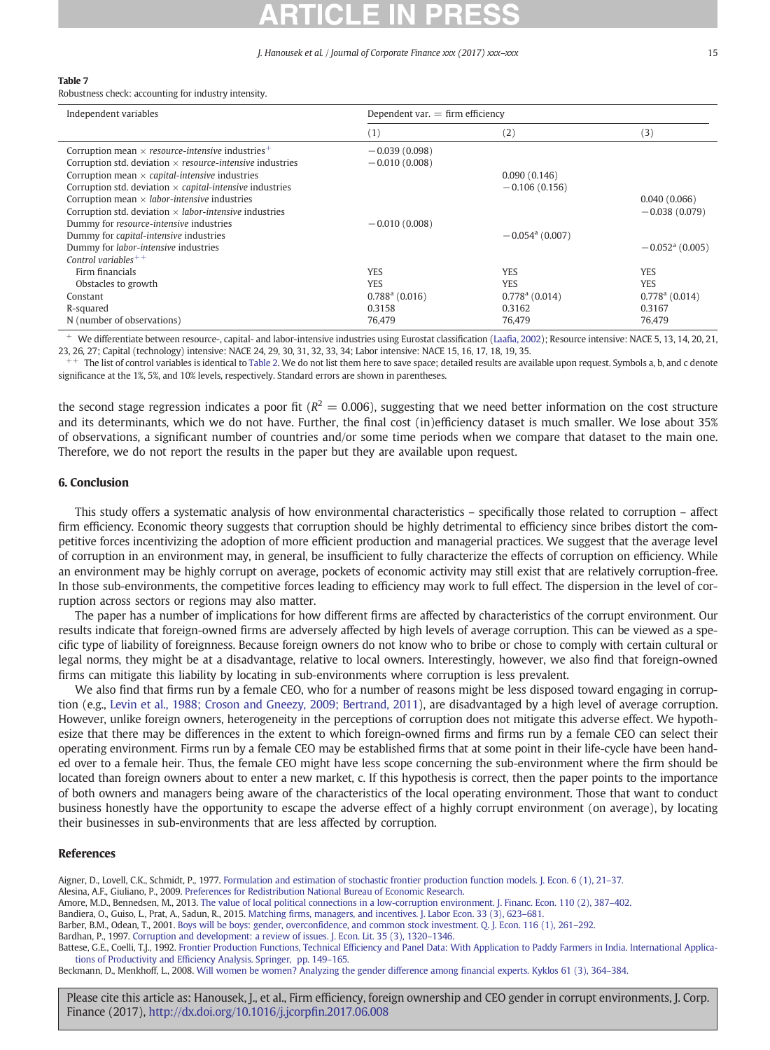**Table 7**
Robustness check: accounting for industry intensity.

| Independent variables | Dependent var. = firm efficiency | | |
|---|---|---|---|
| | (1) | (2) | (3) |
| Corruption mean × *resource-intensive* industries[+] | −0.039 (0.098) | | |
| Corruption std. deviation × *resource-intensive* industries | −0.010 (0.008) | | |
| Corruption mean × *capital-intensive* industries | | 0.090 (0.146) | |
| Corruption std. deviation × *capital-intensive* industries | | −0.106 (0.156) | |
| Corruption mean × *labor-intensive* industries | | | 0.040 (0.066) |
| Corruption std. deviation × *labor-intensive* industries | | | −0.038 (0.079) |
| Dummy for *resource-intensive* industries | −0.010 (0.008) | | |
| Dummy for *capital-intensive* industries | | −0.054[a] (0.007) | |
| Dummy for *labor-intensive* industries | | | −0.052[a] (0.005) |
| *Control variables*[++] | | | |
| Firm financials | YES | YES | YES |
| Obstacles to growth | YES | YES | YES |
| Constant | 0.788[a] (0.016) | 0.778[a] (0.014) | 0.778[a] (0.014) |
| R-squared | 0.3158 | 0.3162 | 0.3167 |
| N (number of observations) | 76,479 | 76,479 | 76,479 |

[+] We differentiate between resource-, capital- and labor-intensive industries using Eurostat classification (Laafia, 2002); Resource intensive: NACE 5, 13, 14, 20, 21, 23, 26, 27; Capital (technology) intensive: NACE 24, 29, 30, 31, 32, 33, 34; Labor intensive: NACE 15, 16, 17, 18, 19, 35.

[++] The list of control variables is identical to Table 2. We do not list them here to save space; detailed results are available upon request. Symbols a, b, and c denote significance at the 1%, 5%, and 10% levels, respectively. Standard errors are shown in parentheses.

the second stage regression indicates a poor fit ($R^2 = 0.006$), suggesting that we need better information on the cost structure and its determinants, which we do not have. Further, the final cost (in)efficiency dataset is much smaller. We lose about 35% of observations, a significant number of countries and/or some time periods when we compare that dataset to the main one. Therefore, we do not report the results in the paper but they are available upon request.

## 6. Conclusion

This study offers a systematic analysis of how environmental characteristics – specifically those related to corruption – affect firm efficiency. Economic theory suggests that corruption should be highly detrimental to efficiency since bribes distort the competitive forces incentivizing the adoption of more efficient production and managerial practices. We suggest that the average level of corruption in an environment may, in general, be insufficient to fully characterize the effects of corruption on efficiency. While an environment may be highly corrupt on average, pockets of economic activity may still exist that are relatively corruption-free. In those sub-environments, the competitive forces leading to efficiency may work to full effect. The dispersion in the level of corruption across sectors or regions may also matter.

The paper has a number of implications for how different firms are affected by characteristics of the corrupt environment. Our results indicate that foreign-owned firms are adversely affected by high levels of average corruption. This can be viewed as a specific type of liability of foreignness. Because foreign owners do not know who to bribe or chose to comply with certain cultural or legal norms, they might be at a disadvantage, relative to local owners. Interestingly, however, we also find that foreign-owned firms can mitigate this liability by locating in sub-environments where corruption is less prevalent.

We also find that firms run by a female CEO, who for a number of reasons might be less disposed toward engaging in corruption (e.g., Levin et al., 1988; Croson and Gneezy, 2009; Bertrand, 2011), are disadvantaged by a high level of average corruption. However, unlike foreign owners, heterogeneity in the perceptions of corruption does not mitigate this adverse effect. We hypothesize that there may be differences in the extent to which foreign-owned firms and firms run by a female CEO can select their operating environment. Firms run by a female CEO may be established firms that at some point in their life-cycle have been handed over to a female heir. Thus, the female CEO might have less scope concerning the sub-environment where the firm should be located than foreign owners about to enter a new market, c. If this hypothesis is correct, then the paper points to the importance of both owners and managers being aware of the characteristics of the local operating environment. Those that want to conduct business honestly have the opportunity to escape the adverse effect of a highly corrupt environment (on average), by locating their businesses in sub-environments that are less affected by corruption.

## References

Aigner, D., Lovell, C.K., Schmidt, P., 1977. Formulation and estimation of stochastic frontier production function models. J. Econ. 6 (1), 21–37.

Alesina, A.F., Giuliano, P., 2009. Preferences for Redistribution National Bureau of Economic Research.

Amore, M.D., Bennedsen, M., 2013. The value of local political connections in a low-corruption environment. J. Financ. Econ. 110 (2), 387–402.

Bandiera, O., Guiso, L., Prat, A., Sadun, R., 2015. Matching firms, managers, and incentives. J. Labor Econ. 33 (3), 623–681.

Barber, B.M., Odean, T., 2001. Boys will be boys: gender, overconfidence, and common stock investment. Q. J. Econ. 116 (1), 261–292.

Bardhan, P., 1997. Corruption and development: a review of issues. J. Econ. Lit. 35 (3), 1320–1346.

Battese, G.E., Coelli, T.J., 1992. Frontier Production Functions, Technical Efficiency and Panel Data: With Application to Paddy Farmers in India. International Applications of Productivity and Efficiency Analysis. Springer, pp. 149–165.

Beckmann, D., Menkhoff, L., 2008. Will women be women? Analyzing the gender difference among financial experts. Kyklos 61 (3), 364–384.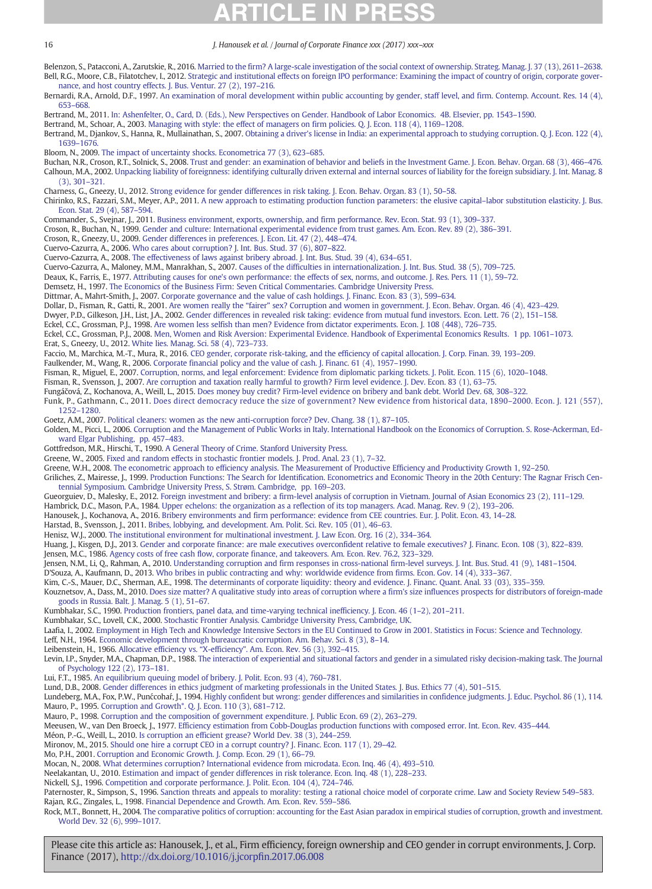Belenzon, S., Patacconi, A., Zarutskie, R., 2016. Married to the firm? A large-scale investigation of the social context of ownership. Strateg. Manag. J. 37 (13), 2611–2638.

Bell, R.G., Moore, C.B., Filatotchev, I., 2012. Strategic and institutional effects on foreign IPO performance: Examining the impact of country of origin, corporate governance, and host country effects. J. Bus. Ventur. 27 (2), 197–216.

Bernardi, R.A., Arnold, D.F., 1997. An examination of moral development within public accounting by gender, staff level, and firm. Contemp. Account. Res. 14 (4), 653–668.

Bertrand, M., 2011. In: Ashenfelter, O., Card, D. (Eds.), New Perspectives on Gender. Handbook of Labor Economics. 4B. Elsevier, pp. 1543–1590.

Bertrand, M., Schoar, A., 2003. Managing with style: the effect of managers on firm policies. Q. J. Econ. 118 (4), 1169–1208.

Bertrand, M., Djankov, S., Hanna, R., Mullainathan, S., 2007. Obtaining a driver's license in India: an experimental approach to studying corruption. Q. J. Econ. 122 (4), 1639–1676.

Bloom, N., 2009. The impact of uncertainty shocks. Econometrica 77 (3), 623–685.

Buchan, N.R., Croson, R.T., Solnick, S., 2008. Trust and gender: an examination of behavior and beliefs in the Investment Game. J. Econ. Behav. Organ. 68 (3), 466–476.

Calhoun, M.A., 2002. Unpacking liability of foreignness: identifying culturally driven external and internal sources of liability for the foreign subsidiary. J. Int. Manag. 8 (3), 301–321.

Charness, G., Gneezy, U., 2012. Strong evidence for gender differences in risk taking. J. Econ. Behav. Organ. 83 (1), 50–58.

Chirinko, R.S., Fazzari, S.M., Meyer, A.P., 2011. A new approach to estimating production function parameters: the elusive capital–labor substitution elasticity. J. Bus. Econ. Stat. 29 (4), 587–594.

Commander, S., Svejnar, J., 2011. Business environment, exports, ownership, and firm performance. Rev. Econ. Stat. 93 (1), 309–337.

Croson, R., Buchan, N., 1999. Gender and culture: International experimental evidence from trust games. Am. Econ. Rev. 89 (2), 386–391.

Croson, R., Gneezy, U., 2009. Gender differences in preferences. J. Econ. Lit. 47 (2), 448–474.

Cuervo-Cazurra, A., 2006. Who cares about corruption? J. Int. Bus. Stud. 37 (6), 807–822.

Cuervo-Cazurra, A., 2008. The effectiveness of laws against bribery abroad. J. Int. Bus. Stud. 39 (4), 634–651.

Cuervo-Cazurra, A., Maloney, M.M., Manrakhan, S., 2007. Causes of the difficulties in internationalization. J. Int. Bus. Stud. 38 (5), 709–725.

Deaux, K., Farris, E., 1977. Attributing causes for one's own performance: the effects of sex, norms, and outcome. J. Res. Pers. 11 (1), 59–72.

Demsetz, H., 1997. The Economics of the Business Firm: Seven Critical Commentaries. Cambridge University Press.

Dittmar, A., Mahrt-Smith, J., 2007. Corporate governance and the value of cash holdings. J. Financ. Econ. 83 (3), 599–634.

Dollar, D., Fisman, R., Gatti, R., 2001. Are women really the "fairer" sex? Corruption and women in government. J. Econ. Behav. Organ. 46 (4), 423–429.

Dwyer, P.D., Gilkeson, J.H., List, J.A., 2002. Gender differences in revealed risk taking: evidence from mutual fund investors. Econ. Lett. 76 (2), 151–158.

Eckel, C.C., Grossman, P.J., 1998. Are women less selfish than men? Evidence from dictator experiments. Econ. J. 108 (448), 726–735.

Eckel, C.C., Grossman, P.J., 2008. Men, Women and Risk Aversion: Experimental Evidence. Handbook of Experimental Economics Results. 1 pp. 1061–1073.

Erat, S., Gneezy, U., 2012. White lies. Manag. Sci. 58 (4), 723–733.

Faccio, M., Marchica, M.-T., Mura, R., 2016. CEO gender, corporate risk-taking, and the efficiency of capital allocation. J. Corp. Finan. 39, 193–209.

Faulkender, M., Wang, R., 2006. Corporate financial policy and the value of cash. J. Financ. 61 (4), 1957–1990.

Fisman, R., Miguel, E., 2007. Corruption, norms, and legal enforcement: Evidence from diplomatic parking tickets. J. Polit. Econ. 115 (6), 1020–1048.

Fisman, R., Svensson, J., 2007. Are corruption and taxation really harmful to growth? Firm level evidence. J. Dev. Econ. 83 (1), 63–75.

Fungáčová, Z., Kochanova, A., Weill, L., 2015. Does money buy credit? Firm-level evidence on bribery and bank debt. World Dev. 68, 308–322.

Funk, P., Gathmann, C., 2011. Does direct democracy reduce the size of government? New evidence from historical data, 1890–2000. Econ. J. 121 (557), 1252–1280.

Goetz, A.M., 2007. Political cleaners: women as the new anti-corruption force? Dev. Chang. 38 (1), 87–105.

Golden, M., Picci, L., 2006. Corruption and the Management of Public Works in Italy. International Handbook on the Economics of Corruption. S. Rose-Ackerman, Edward Elgar Publishing, pp. 457–483.

Gottfredson, M.R., Hirschi, T., 1990. A General Theory of Crime. Stanford University Press.

Greene, W., 2005. Fixed and random effects in stochastic frontier models. J. Prod. Anal. 23 (1), 7–32.

Greene, W.H., 2008. The econometric approach to efficiency analysis. The Measurement of Productive Efficiency and Productivity Growth 1, 92–250.

Griliches, Z., Mairesse, J., 1999. Production Functions: The Search for Identification. Econometrics and Economic Theory in the 20th Century: The Ragnar Frisch Centennial Symposium. Cambridge University Press, S. Strøm. Cambridge, pp. 169–203.

Gueorguiev, D., Malesky, E., 2012. Foreign investment and bribery: a firm-level analysis of corruption in Vietnam. Journal of Asian Economics 23 (2), 111–129.

Hambrick, D.C., Mason, P.A., 1984. Upper echelons: the organization as a reflection of its top managers. Acad. Manag. Rev. 9 (2), 193–206.

Hanousek, J., Kochanova, A., 2016. Bribery environments and firm performance: evidence from CEE countries. Eur. J. Polit. Econ. 43, 14–28.

Harstad, B., Svensson, J., 2011. Bribes, lobbying, and development. Am. Polit. Sci. Rev. 105 (01), 46–63.

Henisz, W.J., 2000. The institutional environment for multinational investment. J. Law Econ. Org. 16 (2), 334–364.

Huang, J., Kisgen, D.J., 2013. Gender and corporate finance: are male executives overconfident relative to female executives? J. Financ. Econ. 108 (3), 822–839.

Jensen, M.C., 1986. Agency costs of free cash flow, corporate finance, and takeovers. Am. Econ. Rev. 76.2, 323–329.

Jensen, N.M., Li, Q., Rahman, A., 2010. Understanding corruption and firm responses in cross-national firm-level surveys. J. Int. Bus. Stud. 41 (9), 1481–1504.

D'Souza, A., Kaufmann, D., 2013. Who bribes in public contracting and why: worldwide evidence from firms. Econ. Gov. 14 (4), 333–367.

Kim, C.-S., Mauer, D.C., Sherman, A.E., 1998. The determinants of corporate liquidity: theory and evidence. J. Financ. Quant. Anal. 33 (03), 335–359.

Kouznetsov, A., Dass, M., 2010. Does size matter? A qualitative study into areas of corruption where a firm's size influences prospects for distributors of foreign-made goods in Russia. Balt. J. Manag. 5 (1), 51–67.

Kumbhakar, S.C., 1990. Production frontiers, panel data, and time-varying technical inefficiency. J. Econ. 46 (1–2), 201–211.

Kumbhakar, S.C., Lovell, C.K., 2000. Stochastic Frontier Analysis. Cambridge University Press, Cambridge, UK.

Laafia, I., 2002. Employment in High Tech and Knowledge Intensive Sectors in the EU Continued to Grow in 2001. Statistics in Focus: Science and Technology.

Leff, N.H., 1964. Economic development through bureaucratic corruption. Am. Behav. Sci. 8 (3), 8–14.

Leibenstein, H., 1966. Allocative efficiency vs. "X-efficiency". Am. Econ. Rev. 56 (3), 392–415.

Levin, I.P., Snyder, M.A., Chapman, D.P., 1988. The interaction of experiential and situational factors and gender in a simulated risky decision-making task. The Journal of Psychology 122 (2), 173–181.

Lui, F.T., 1985. An equilibrium queuing model of bribery. J. Polit. Econ. 93 (4), 760–781.

Lund, D.B., 2008. Gender differences in ethics judgment of marketing professionals in the United States. J. Bus. Ethics 77 (4), 501–515.

Lundeberg, M.A., Fox, P.W., Punćcohař, J., 1994. Highly confident but wrong: gender differences and similarities in confidence judgments. J. Educ. Psychol. 86 (1), 114.

Mauro, P., 1995. Corruption and Growth". Q. J. Econ. 110 (3), 681–712.

Mauro, P., 1998. Corruption and the composition of government expenditure. J. Public Econ. 69 (2), 263–279.

Meeusen, W., van Den Broeck, J., 1977. Efficiency estimation from Cobb-Douglas production functions with composed error. Int. Econ. Rev. 435–444.

Méon, P.-G., Weill, L., 2010. Is corruption an efficient grease? World Dev. 38 (3), 244–259.

Mironov, M., 2015. Should one hire a corrupt CEO in a corrupt country? J. Financ. Econ. 117 (1), 29–42.

Mo, P.H., 2001. Corruption and Economic Growth. J. Comp. Econ. 29 (1), 66–79.

Mocan, N., 2008. What determines corruption? International evidence from microdata. Econ. Inq. 46 (4), 493–510.

Neelakantan, U., 2010. Estimation and impact of gender differences in risk tolerance. Econ. Inq. 48 (1), 228–233.

Nickell, S.J., 1996. Competition and corporate performance. J. Polit. Econ. 104 (4), 724–746.

Paternoster, R., Simpson, S., 1996. Sanction threats and appeals to morality: testing a rational choice model of corporate crime. Law and Society Review 549–583.

Rajan, R.G., Zingales, L., 1998. Financial Dependence and Growth. Am. Econ. Rev. 559–586.

Rock, M.T., Bonnett, H., 2004. The comparative politics of corruption: accounting for the East Asian paradox in empirical studies of corruption, growth and investment. World Dev. 32 (6), 999–1017.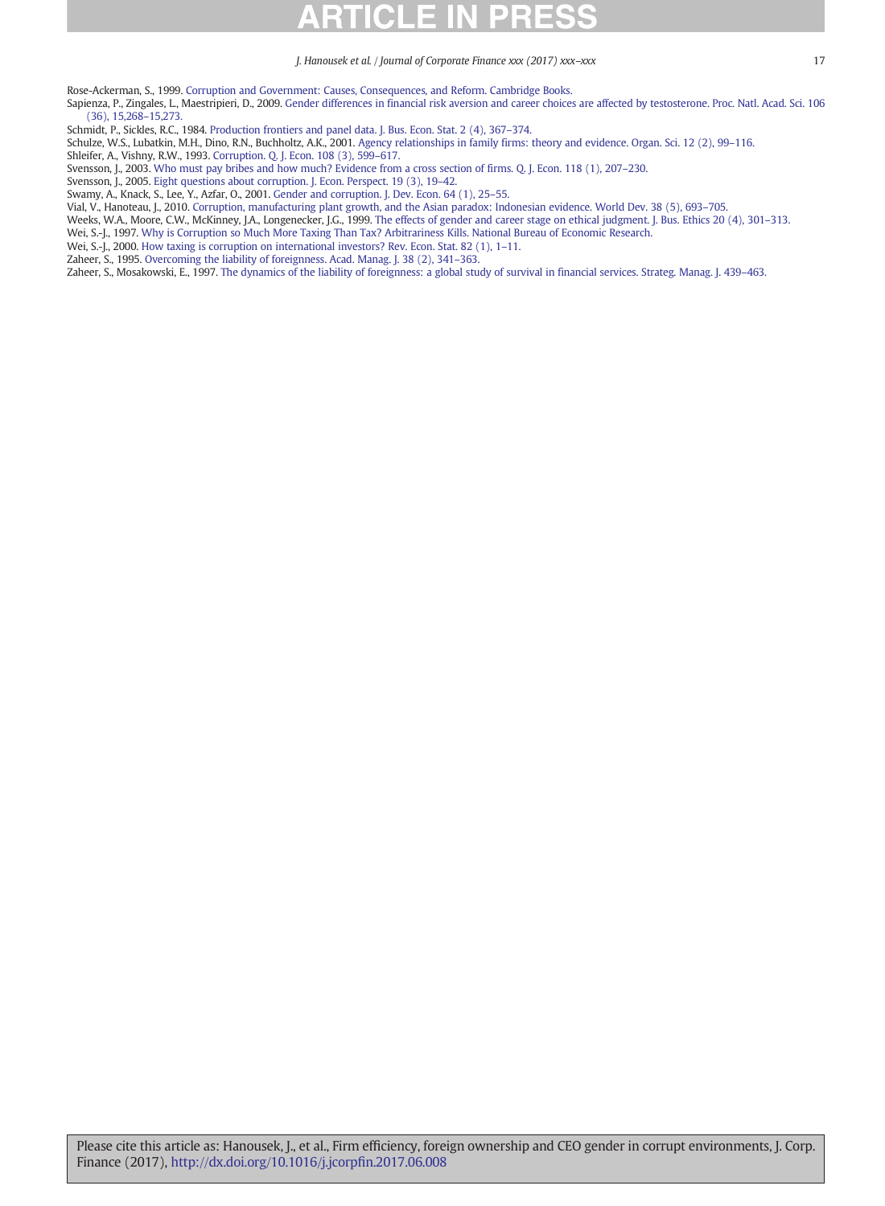Rose-Ackerman, S., 1999. Corruption and Government: Causes, Consequences, and Reform. Cambridge Books.

Sapienza, P., Zingales, L., Maestripieri, D., 2009. Gender differences in financial risk aversion and career choices are affected by testosterone. Proc. Natl. Acad. Sci. 106 (36), 15,268–15,273.

Schmidt, P., Sickles, R.C., 1984. Production frontiers and panel data. J. Bus. Econ. Stat. 2 (4), 367–374.

Schulze, W.S., Lubatkin, M.H., Dino, R.N., Buchholtz, A.K., 2001. Agency relationships in family firms: theory and evidence. Organ. Sci. 12 (2), 99–116.

Shleifer, A., Vishny, R.W., 1993. Corruption. Q. J. Econ. 108 (3), 599–617.

Svensson, J., 2003. Who must pay bribes and how much? Evidence from a cross section of firms. Q. J. Econ. 118 (1), 207–230.

Svensson, J., 2005. Eight questions about corruption. J. Econ. Perspect. 19 (3), 19–42.

Swamy, A., Knack, S., Lee, Y., Azfar, O., 2001. Gender and corruption. J. Dev. Econ. 64 (1), 25–55.

Vial, V., Hanoteau, J., 2010. Corruption, manufacturing plant growth, and the Asian paradox: Indonesian evidence. World Dev. 38 (5), 693–705.

Weeks, W.A., Moore, C.W., McKinney, J.A., Longenecker, J.G., 1999. The effects of gender and career stage on ethical judgment. J. Bus. Ethics 20 (4), 301–313.

Wei, S.-J., 1997. Why is Corruption so Much More Taxing Than Tax? Arbitrariness Kills. National Bureau of Economic Research.

Wei, S.-J., 2000. How taxing is corruption on international investors? Rev. Econ. Stat. 82 (1), 1–11.

Zaheer, S., 1995. Overcoming the liability of foreignness. Acad. Manag. J. 38 (2), 341–363.

Zaheer, S., Mosakowski, E., 1997. The dynamics of the liability of foreignness: a global study of survival in financial services. Strateg. Manag. J. 439–463.